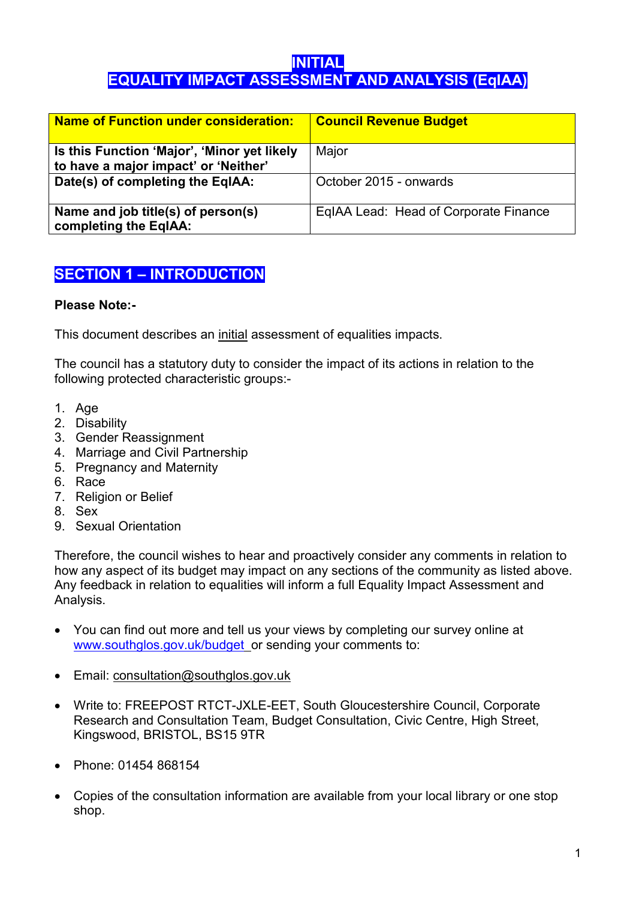# INITIAL
# EQUALITY IMPACT ASSESSMENT AND ANALYSIS (EqIAA)

| **Name of Function under consideration:** | **Council Revenue Budget** |
|---|---|
| **Is this Function 'Major', 'Minor yet likely to have a major impact' or 'Neither'** | Major |
| **Date(s) of completing the EqIAA:** | October 2015 - onwards |
| **Name and job title(s) of person(s) completing the EqIAA:** | EqIAA Lead: Head of Corporate Finance |

## SECTION 1 – INTRODUCTION

**Please Note:-**

This document describes an initial assessment of equalities impacts.

The council has a statutory duty to consider the impact of its actions in relation to the following protected characteristic groups:-

1. Age
2. Disability
3. Gender Reassignment
4. Marriage and Civil Partnership
5. Pregnancy and Maternity
6. Race
7. Religion or Belief
8. Sex
9. Sexual Orientation

Therefore, the council wishes to hear and proactively consider any comments in relation to how any aspect of its budget may impact on any sections of the community as listed above. Any feedback in relation to equalities will inform a full Equality Impact Assessment and Analysis.

- You can find out more and tell us your views by completing our survey online at www.southglos.gov.uk/budget or sending your comments to:
- Email: consultation@southglos.gov.uk
- Write to: FREEPOST RTCT-JXLE-EET, South Gloucestershire Council, Corporate Research and Consultation Team, Budget Consultation, Civic Centre, High Street, Kingswood, BRISTOL, BS15 9TR
- Phone: 01454 868154
- Copies of the consultation information are available from your local library or one stop shop.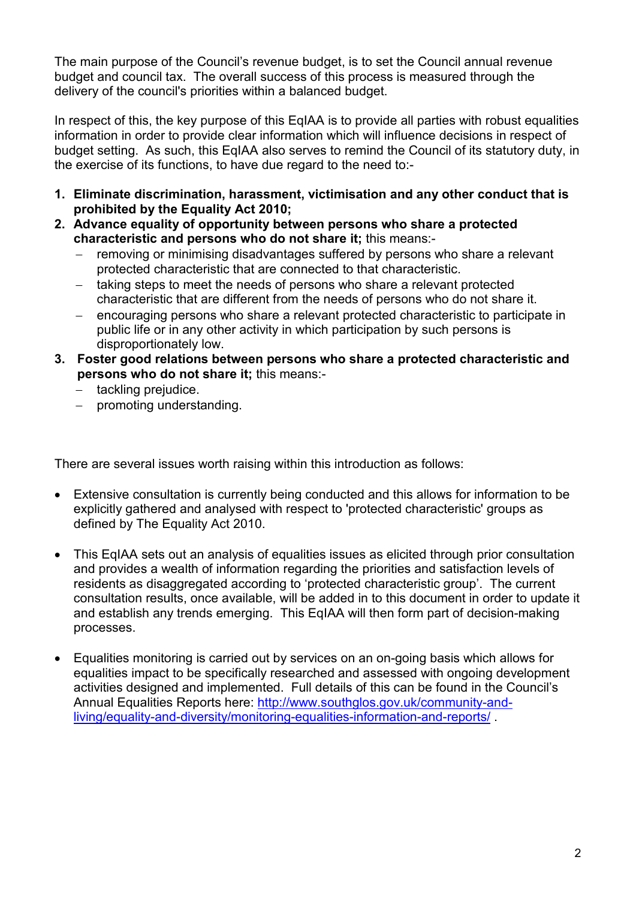The main purpose of the Council's revenue budget, is to set the Council annual revenue budget and council tax. The overall success of this process is measured through the delivery of the council's priorities within a balanced budget.

In respect of this, the key purpose of this EqIAA is to provide all parties with robust equalities information in order to provide clear information which will influence decisions in respect of budget setting. As such, this EqIAA also serves to remind the Council of its statutory duty, in the exercise of its functions, to have due regard to the need to:-

1. **Eliminate discrimination, harassment, victimisation and any other conduct that is prohibited by the Equality Act 2010;**
2. **Advance equality of opportunity between persons who share a protected characteristic and persons who do not share it;** this means:-
   - removing or minimising disadvantages suffered by persons who share a relevant protected characteristic that are connected to that characteristic.
   - taking steps to meet the needs of persons who share a relevant protected characteristic that are different from the needs of persons who do not share it.
   - encouraging persons who share a relevant protected characteristic to participate in public life or in any other activity in which participation by such persons is disproportionately low.
3. **Foster good relations between persons who share a protected characteristic and persons who do not share it;** this means:-
   - tackling prejudice.
   - promoting understanding.

There are several issues worth raising within this introduction as follows:

- Extensive consultation is currently being conducted and this allows for information to be explicitly gathered and analysed with respect to 'protected characteristic' groups as defined by The Equality Act 2010.

- This EqIAA sets out an analysis of equalities issues as elicited through prior consultation and provides a wealth of information regarding the priorities and satisfaction levels of residents as disaggregated according to 'protected characteristic group'. The current consultation results, once available, will be added in to this document in order to update it and establish any trends emerging. This EqIAA will then form part of decision-making processes.

- Equalities monitoring is carried out by services on an on-going basis which allows for equalities impact to be specifically researched and assessed with ongoing development activities designed and implemented. Full details of this can be found in the Council's Annual Equalities Reports here: [http://www.southglos.gov.uk/community-and-living/equality-and-diversity/monitoring-equalities-information-and-reports/](http://www.southglos.gov.uk/community-and-living/equality-and-diversity/monitoring-equalities-information-and-reports/) .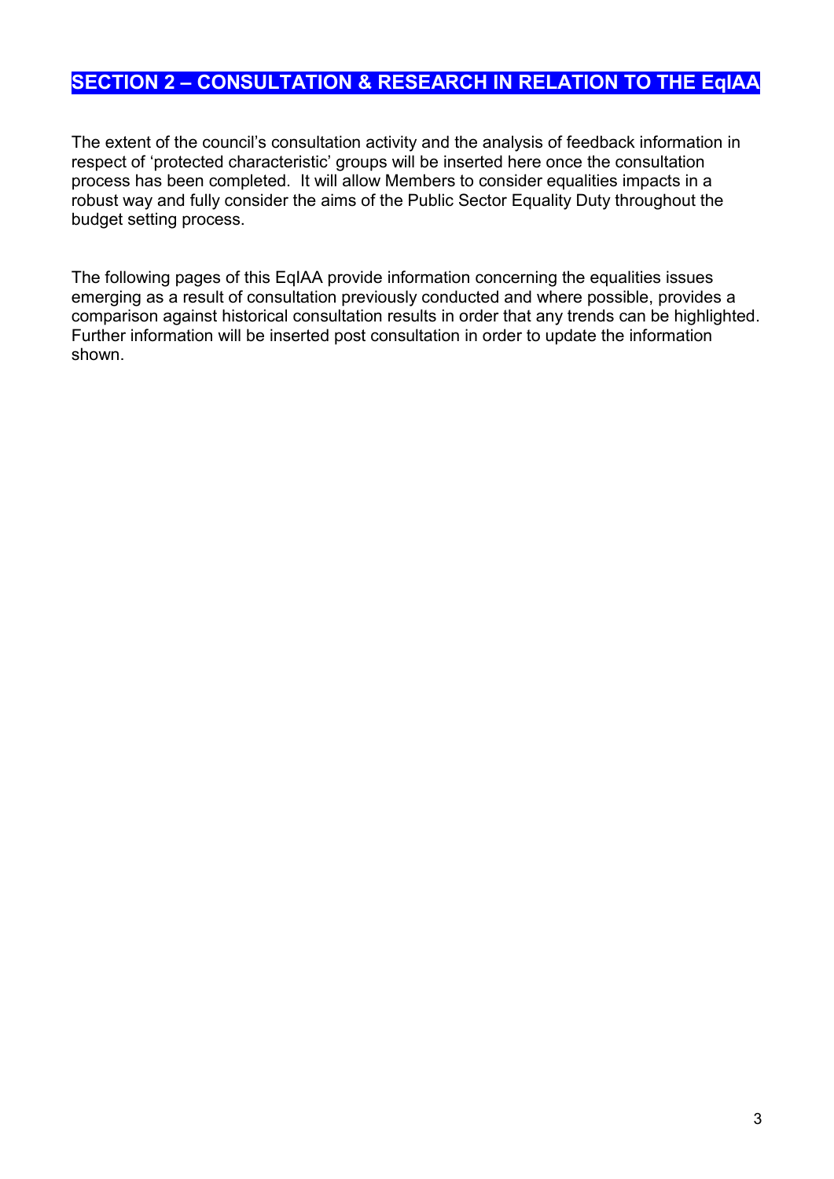## SECTION 2 – CONSULTATION & RESEARCH IN RELATION TO THE EqIAA

The extent of the council's consultation activity and the analysis of feedback information in respect of 'protected characteristic' groups will be inserted here once the consultation process has been completed. It will allow Members to consider equalities impacts in a robust way and fully consider the aims of the Public Sector Equality Duty throughout the budget setting process.

The following pages of this EqIAA provide information concerning the equalities issues emerging as a result of consultation previously conducted and where possible, provides a comparison against historical consultation results in order that any trends can be highlighted. Further information will be inserted post consultation in order to update the information shown.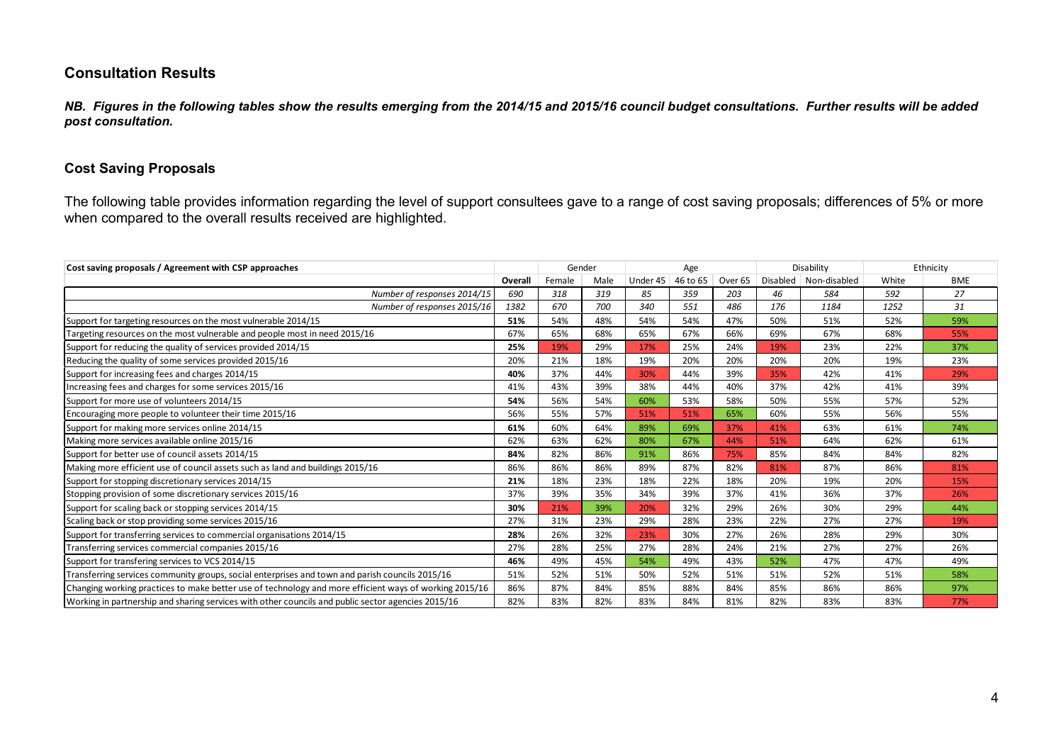## Consultation Results

***NB. Figures in the following tables show the results emerging from the 2014/15 and 2015/16 council budget consultations. Further results will be added post consultation.***

### Cost Saving Proposals

The following table provides information regarding the level of support consultees gave to a range of cost saving proposals; differences of 5% or more when compared to the overall results received are highlighted.

| Cost saving proposals / Agreement with CSP approaches | | Gender | | Age | | | Disability | | Ethnicity | |
|---|---|---|---|---|---|---|---|---|---|---|
| | **Overall** | Female | Male | Under 45 | 46 to 65 | Over 65 | Disabled | Non-disabled | White | BME |
| *Number of responses 2014/15* | *690* | *318* | *319* | *85* | *359* | *203* | *46* | *584* | *592* | *27* |
| *Number of responses 2015/16* | *1382* | *670* | *700* | *340* | *551* | *486* | *176* | *1184* | *1252* | *31* |
| Support for targeting resources on the most vulnerable 2014/15 | **51%** | 54% | 48% | 54% | 54% | 47% | 50% | 51% | 52% | 59% |
| Targeting resources on the most vulnerable and people most in need 2015/16 | 67% | 65% | 68% | 65% | 67% | 66% | 69% | 67% | 68% | 55% |
| Support for reducing the quality of services provided 2014/15 | **25%** | 19% | 29% | 17% | 25% | 24% | 19% | 23% | 22% | 37% |
| Reducing the quality of some services provided 2015/16 | 20% | 21% | 18% | 19% | 20% | 20% | 20% | 20% | 19% | 23% |
| Support for increasing fees and charges 2014/15 | **40%** | 37% | 44% | 30% | 44% | 39% | 35% | 42% | 41% | 29% |
| Increasing fees and charges for some services 2015/16 | 41% | 43% | 39% | 38% | 44% | 40% | 37% | 42% | 41% | 39% |
| Support for more use of volunteers 2014/15 | **54%** | 56% | 54% | 60% | 53% | 58% | 50% | 55% | 57% | 52% |
| Encouraging more people to volunteer their time 2015/16 | 56% | 55% | 57% | 51% | 51% | 65% | 60% | 55% | 56% | 55% |
| Support for making more services online 2014/15 | **61%** | 60% | 64% | 89% | 69% | 37% | 41% | 63% | 61% | 74% |
| Making more services available online 2015/16 | 62% | 63% | 62% | 80% | 67% | 44% | 51% | 64% | 62% | 61% |
| Support for better use of council assets 2014/15 | **84%** | 82% | 86% | 91% | 86% | 75% | 85% | 84% | 84% | 82% |
| Making more efficient use of council assets such as land and buildings 2015/16 | 86% | 86% | 86% | 89% | 87% | 82% | 81% | 87% | 86% | 81% |
| Support for stopping discretionary services 2014/15 | **21%** | 18% | 23% | 18% | 22% | 18% | 20% | 19% | 20% | 15% |
| Stopping provision of some discretionary services 2015/16 | 37% | 39% | 35% | 34% | 39% | 37% | 41% | 36% | 37% | 26% |
| Support for scaling back or stopping services 2014/15 | **30%** | 21% | 39% | 20% | 32% | 29% | 26% | 30% | 29% | 44% |
| Scaling back or stop providing some services 2015/16 | 27% | 31% | 23% | 29% | 28% | 23% | 22% | 27% | 27% | 19% |
| Support for transferring services to commercial organisations 2014/15 | **28%** | 26% | 32% | 23% | 30% | 27% | 26% | 28% | 29% | 30% |
| Transferring services commercial companies 2015/16 | 27% | 28% | 25% | 27% | 28% | 24% | 21% | 27% | 27% | 26% |
| Support for transfering services to VCS 2014/15 | **46%** | 49% | 45% | 54% | 49% | 43% | 52% | 47% | 47% | 49% |
| Transferring services community groups, social enterprises and town and parish councils 2015/16 | 51% | 52% | 51% | 50% | 52% | 51% | 51% | 52% | 51% | 58% |
| Changing working practices to make better use of technology and more efficient ways of working 2015/16 | 86% | 87% | 84% | 85% | 88% | 84% | 85% | 86% | 86% | 97% |
| Working in partnership and sharing services with other councils and public sector agencies 2015/16 | 82% | 83% | 82% | 83% | 84% | 81% | 82% | 83% | 83% | 77% |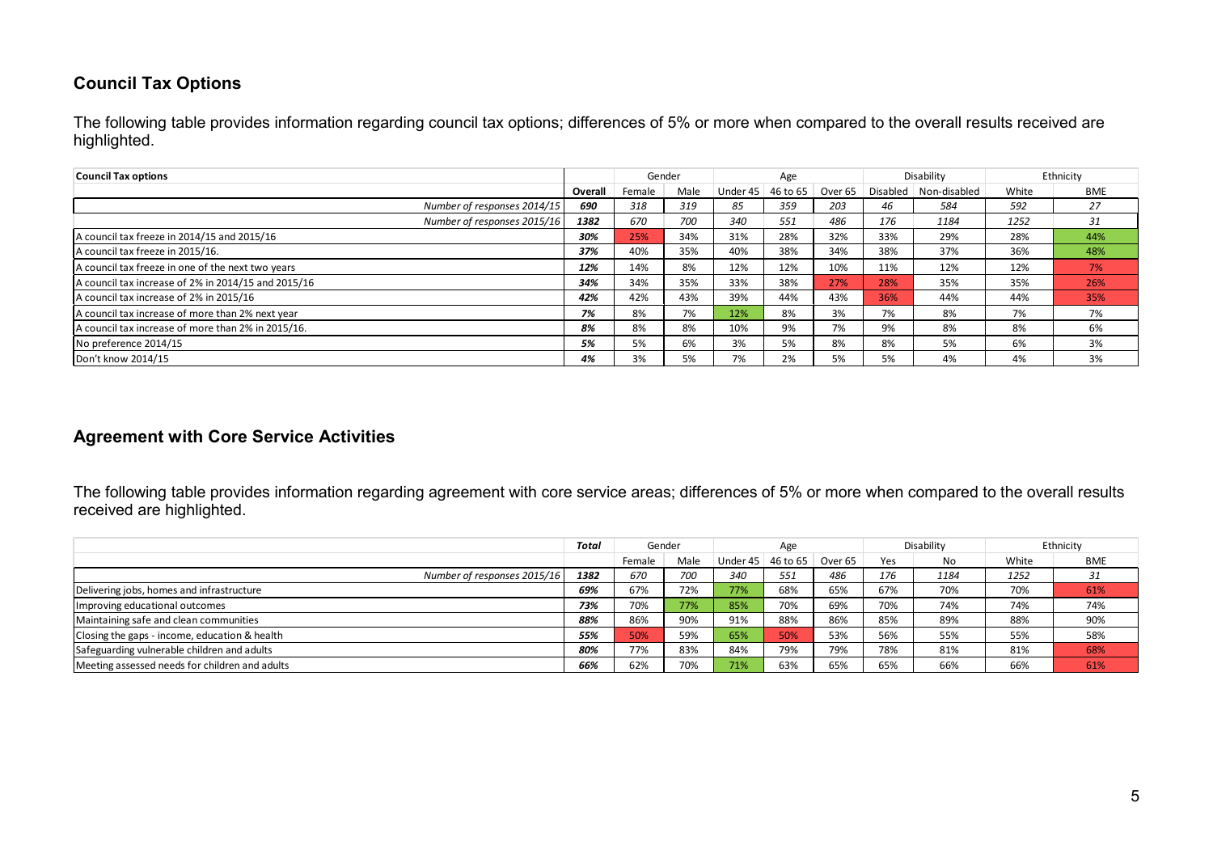## Council Tax Options

The following table provides information regarding council tax options; differences of 5% or more when compared to the overall results received are highlighted.

| Council Tax options | | Gender | | Age | | | Disability | | Ethnicity | |
|---|---|---|---|---|---|---|---|---|---|---|
| | **Overall** | Female | Male | Under 45 | 46 to 65 | Over 65 | Disabled | Non-disabled | White | BME |
| *Number of responses 2014/15* | ***690*** | *318* | *319* | *85* | *359* | *203* | *46* | *584* | *592* | *27* |
| *Number of responses 2015/16* | ***1382*** | *670* | *700* | *340* | *551* | *486* | *176* | *1184* | *1252* | *31* |
| A council tax freeze in 2014/15 and 2015/16 | ***30%*** | 25% | 34% | 31% | 28% | 32% | 33% | 29% | 28% | 44% |
| A council tax freeze in 2015/16. | ***37%*** | 40% | 35% | 40% | 38% | 34% | 38% | 37% | 36% | 48% |
| A council tax freeze in one of the next two years | ***12%*** | 14% | 8% | 12% | 12% | 10% | 11% | 12% | 12% | 7% |
| A council tax increase of 2% in 2014/15 and 2015/16 | ***34%*** | 34% | 35% | 33% | 38% | 27% | 28% | 35% | 35% | 26% |
| A council tax increase of 2% in 2015/16 | ***42%*** | 42% | 43% | 39% | 44% | 43% | 36% | 44% | 44% | 35% |
| A council tax increase of more than 2% next year | ***7%*** | 8% | 7% | 12% | 8% | 3% | 7% | 8% | 7% | 7% |
| A council tax increase of more than 2% in 2015/16. | ***8%*** | 8% | 8% | 10% | 9% | 7% | 9% | 8% | 8% | 6% |
| No preference 2014/15 | ***5%*** | 5% | 6% | 3% | 5% | 8% | 8% | 5% | 6% | 3% |
| Don't know 2014/15 | ***4%*** | 3% | 5% | 7% | 2% | 5% | 5% | 4% | 4% | 3% |

## Agreement with Core Service Activities

The following table provides information regarding agreement with core service areas; differences of 5% or more when compared to the overall results received are highlighted.

| | ***Total*** | Gender | | Age | | | Disability | | Ethnicity | |
|---|---|---|---|---|---|---|---|---|---|---|
| | | Female | Male | Under 45 | 46 to 65 | Over 65 | Yes | No | White | BME |
| *Number of responses 2015/16* | ***1382*** | *670* | *700* | *340* | *551* | *486* | *176* | *1184* | *1252* | *31* |
| Delivering jobs, homes and infrastructure | ***69%*** | 67% | 72% | 77% | 68% | 65% | 67% | 70% | 70% | 61% |
| Improving educational outcomes | ***73%*** | 70% | 77% | 85% | 70% | 69% | 70% | 74% | 74% | 74% |
| Maintaining safe and clean communities | ***88%*** | 86% | 90% | 91% | 88% | 86% | 85% | 89% | 88% | 90% |
| Closing the gaps - income, education & health | ***55%*** | 50% | 59% | 65% | 50% | 53% | 56% | 55% | 55% | 58% |
| Safeguarding vulnerable children and adults | ***80%*** | 77% | 83% | 84% | 79% | 79% | 78% | 81% | 81% | 68% |
| Meeting assessed needs for children and adults | ***66%*** | 62% | 70% | 71% | 63% | 65% | 65% | 66% | 66% | 61% |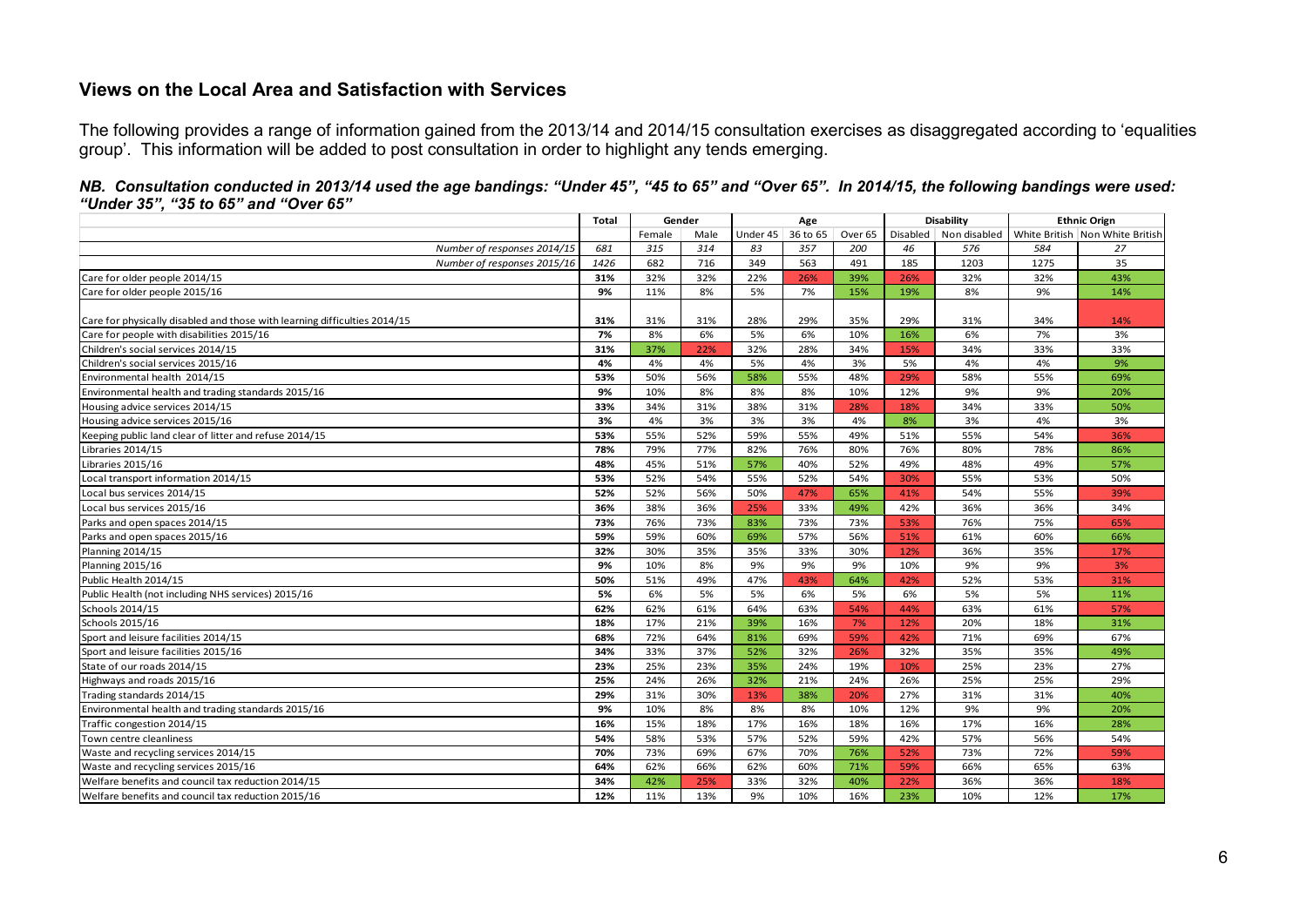## Views on the Local Area and Satisfaction with Services

The following provides a range of information gained from the 2013/14 and 2014/15 consultation exercises as disaggregated according to 'equalities group'. This information will be added to post consultation in order to highlight any tends emerging.

***NB. Consultation conducted in 2013/14 used the age bandings: "Under 45", "45 to 65" and "Over 65". In 2014/15, the following bandings were used: "Under 35", "35 to 65" and "Over 65"***

| | Total | Gender | | Age | | | Disability | | Ethnic Orign | |
|---|---|---|---|---|---|---|---|---|---|---|
| | | Female | Male | Under 45 | 36 to 65 | Over 65 | Disabled | Non disabled | White British | Non White British |
| *Number of responses 2014/15* | *681* | *315* | *314* | *83* | *357* | *200* | *46* | *576* | *584* | *27* |
| *Number of responses 2015/16* | *1426* | 682 | 716 | 349 | 563 | 491 | 185 | 1203 | 1275 | 35 |
| Care for older people 2014/15 | **31%** | 32% | 32% | 22% | 26% | 39% | 26% | 32% | 32% | 43% |
| Care for older people 2015/16 | **9%** | 11% | 8% | 5% | 7% | 15% | 19% | 8% | 9% | 14% |
| Care for physically disabled and those with learning difficulties 2014/15 | **31%** | 31% | 31% | 28% | 29% | 35% | 29% | 31% | 34% | 14% |
| Care for people with disabilities 2015/16 | **7%** | 8% | 6% | 5% | 6% | 10% | 16% | 6% | 7% | 3% |
| Children's social services 2014/15 | **31%** | 37% | 22% | 32% | 28% | 34% | 15% | 34% | 33% | 33% |
| Children's social services 2015/16 | **4%** | 4% | 4% | 5% | 4% | 3% | 5% | 4% | 4% | 9% |
| Environmental health 2014/15 | **53%** | 50% | 56% | 58% | 55% | 48% | 29% | 58% | 55% | 69% |
| Environmental health and trading standards 2015/16 | **9%** | 10% | 8% | 8% | 8% | 10% | 12% | 9% | 9% | 20% |
| Housing advice services 2014/15 | **33%** | 34% | 31% | 38% | 31% | 28% | 18% | 34% | 33% | 50% |
| Housing advice services 2015/16 | **3%** | 4% | 3% | 3% | 3% | 4% | 8% | 3% | 4% | 3% |
| Keeping public land clear of litter and refuse 2014/15 | **53%** | 55% | 52% | 59% | 55% | 49% | 51% | 55% | 54% | 36% |
| Libraries 2014/15 | **78%** | 79% | 77% | 82% | 76% | 80% | 76% | 80% | 78% | 86% |
| Libraries 2015/16 | **48%** | 45% | 51% | 57% | 40% | 52% | 49% | 48% | 49% | 57% |
| Local transport information 2014/15 | **53%** | 52% | 54% | 55% | 52% | 54% | 30% | 55% | 53% | 50% |
| Local bus services 2014/15 | **52%** | 52% | 56% | 50% | 47% | 65% | 41% | 54% | 55% | 39% |
| Local bus services 2015/16 | **36%** | 38% | 36% | 25% | 33% | 49% | 42% | 36% | 36% | 34% |
| Parks and open spaces 2014/15 | **73%** | 76% | 73% | 83% | 73% | 73% | 53% | 76% | 75% | 65% |
| Parks and open spaces 2015/16 | **59%** | 59% | 60% | 69% | 57% | 56% | 51% | 61% | 60% | 66% |
| Planning 2014/15 | **32%** | 30% | 35% | 35% | 33% | 30% | 12% | 36% | 35% | 17% |
| Planning 2015/16 | **9%** | 10% | 8% | 9% | 9% | 9% | 10% | 9% | 9% | 3% |
| Public Health 2014/15 | **50%** | 51% | 49% | 47% | 43% | 64% | 42% | 52% | 53% | 31% |
| Public Health (not including NHS services) 2015/16 | **5%** | 6% | 5% | 5% | 6% | 5% | 6% | 5% | 5% | 11% |
| Schools 2014/15 | **62%** | 62% | 61% | 64% | 63% | 54% | 44% | 63% | 61% | 57% |
| Schools 2015/16 | **18%** | 17% | 21% | 39% | 16% | 7% | 12% | 20% | 18% | 31% |
| Sport and leisure facilities 2014/15 | **68%** | 72% | 64% | 81% | 69% | 59% | 42% | 71% | 69% | 67% |
| Sport and leisure facilities 2015/16 | **34%** | 33% | 37% | 52% | 32% | 26% | 32% | 35% | 35% | 49% |
| State of our roads 2014/15 | **23%** | 25% | 23% | 35% | 24% | 19% | 10% | 25% | 23% | 27% |
| Highways and roads 2015/16 | **25%** | 24% | 26% | 32% | 21% | 24% | 26% | 25% | 25% | 29% |
| Trading standards 2014/15 | **29%** | 31% | 30% | 13% | 38% | 20% | 27% | 31% | 31% | 40% |
| Environmental health and trading standards 2015/16 | **9%** | 10% | 8% | 8% | 8% | 10% | 12% | 9% | 9% | 20% |
| Traffic congestion 2014/15 | **16%** | 15% | 18% | 17% | 16% | 18% | 16% | 17% | 16% | 28% |
| Town centre cleanliness | **54%** | 58% | 53% | 57% | 52% | 59% | 42% | 57% | 56% | 54% |
| Waste and recycling services 2014/15 | **70%** | 73% | 69% | 67% | 70% | 76% | 52% | 73% | 72% | 59% |
| Waste and recycling services 2015/16 | **64%** | 62% | 66% | 62% | 60% | 71% | 59% | 66% | 65% | 63% |
| Welfare benefits and council tax reduction 2014/15 | **34%** | 42% | 25% | 33% | 32% | 40% | 22% | 36% | 36% | 18% |
| Welfare benefits and council tax reduction 2015/16 | **12%** | 11% | 13% | 9% | 10% | 16% | 23% | 10% | 12% | 17% |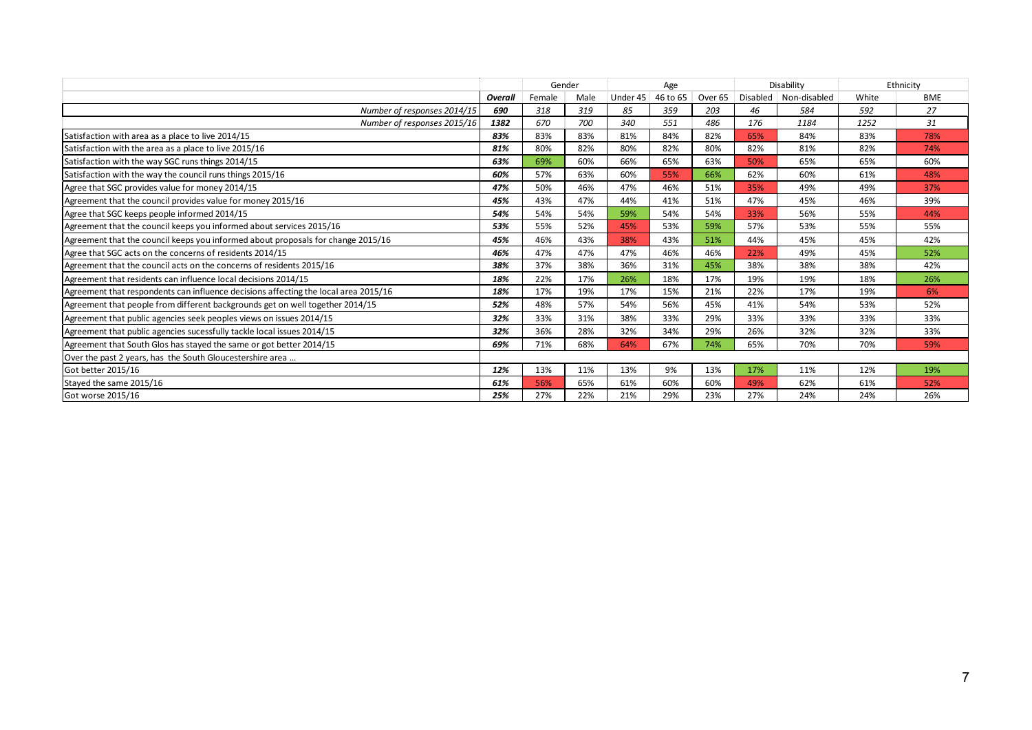| | | Gender | | Age | | | Disability | | Ethnicity | |
|---|---|---|---|---|---|---|---|---|---|---|
| | ***Overall*** | Female | Male | Under 45 | 46 to 65 | Over 65 | Disabled | Non-disabled | White | BME |
| *Number of responses 2014/15* | ***690*** | *318* | *319* | *85* | *359* | *203* | *46* | *584* | *592* | *27* |
| *Number of responses 2015/16* | ***1382*** | *670* | *700* | *340* | *551* | *486* | *176* | *1184* | *1252* | *31* |
| Satisfaction with area as a place to live 2014/15 | ***83%*** | 83% | 83% | 81% | 84% | 82% | 65% | 84% | 83% | 78% |
| Satisfaction with the area as a place to live 2015/16 | ***81%*** | 80% | 82% | 80% | 82% | 80% | 82% | 81% | 82% | 74% |
| Satisfaction with the way SGC runs things 2014/15 | ***63%*** | 69% | 60% | 66% | 65% | 63% | 50% | 65% | 65% | 60% |
| Satisfaction with the way the council runs things 2015/16 | ***60%*** | 57% | 63% | 60% | 55% | 66% | 62% | 60% | 61% | 48% |
| Agree that SGC provides value for money 2014/15 | ***47%*** | 50% | 46% | 47% | 46% | 51% | 35% | 49% | 49% | 37% |
| Agreement that the council provides value for money 2015/16 | ***45%*** | 43% | 47% | 44% | 41% | 51% | 47% | 45% | 46% | 39% |
| Agree that SGC keeps people informed 2014/15 | ***54%*** | 54% | 54% | 59% | 54% | 54% | 33% | 56% | 55% | 44% |
| Agreement that the council keeps you informed about services 2015/16 | ***53%*** | 55% | 52% | 45% | 53% | 59% | 57% | 53% | 55% | 55% |
| Agreement that the council keeps you informed about proposals for change 2015/16 | ***45%*** | 46% | 43% | 38% | 43% | 51% | 44% | 45% | 45% | 42% |
| Agree that SGC acts on the concerns of residents 2014/15 | ***46%*** | 47% | 47% | 47% | 46% | 46% | 22% | 49% | 45% | 52% |
| Agreement that the council acts on the concerns of residents 2015/16 | ***38%*** | 37% | 38% | 36% | 31% | 45% | 38% | 38% | 38% | 42% |
| Agreement that residents can influence local decisions 2014/15 | ***18%*** | 22% | 17% | 26% | 18% | 17% | 19% | 19% | 18% | 26% |
| Agreement that respondents can influence decisions affecting the local area 2015/16 | ***18%*** | 17% | 19% | 17% | 15% | 21% | 22% | 17% | 19% | 6% |
| Agreement that people from different backgrounds get on well together 2014/15 | ***52%*** | 48% | 57% | 54% | 56% | 45% | 41% | 54% | 53% | 52% |
| Agreement that public agencies seek peoples views on issues 2014/15 | ***32%*** | 33% | 31% | 38% | 33% | 29% | 33% | 33% | 33% | 33% |
| Agreement that public agencies sucessfully tackle local issues 2014/15 | ***32%*** | 36% | 28% | 32% | 34% | 29% | 26% | 32% | 32% | 33% |
| Agreement that South Glos has stayed the same or got better 2014/15 | ***69%*** | 71% | 68% | 64% | 67% | 74% | 65% | 70% | 70% | 59% |
| Over the past 2 years, has the South Gloucestershire area ... | | | | | | | | | | |
| Got better 2015/16 | ***12%*** | 13% | 11% | 13% | 9% | 13% | 17% | 11% | 12% | 19% |
| Stayed the same 2015/16 | ***61%*** | 56% | 65% | 61% | 60% | 60% | 49% | 62% | 61% | 52% |
| Got worse 2015/16 | ***25%*** | 27% | 22% | 21% | 29% | 23% | 27% | 24% | 24% | 26% |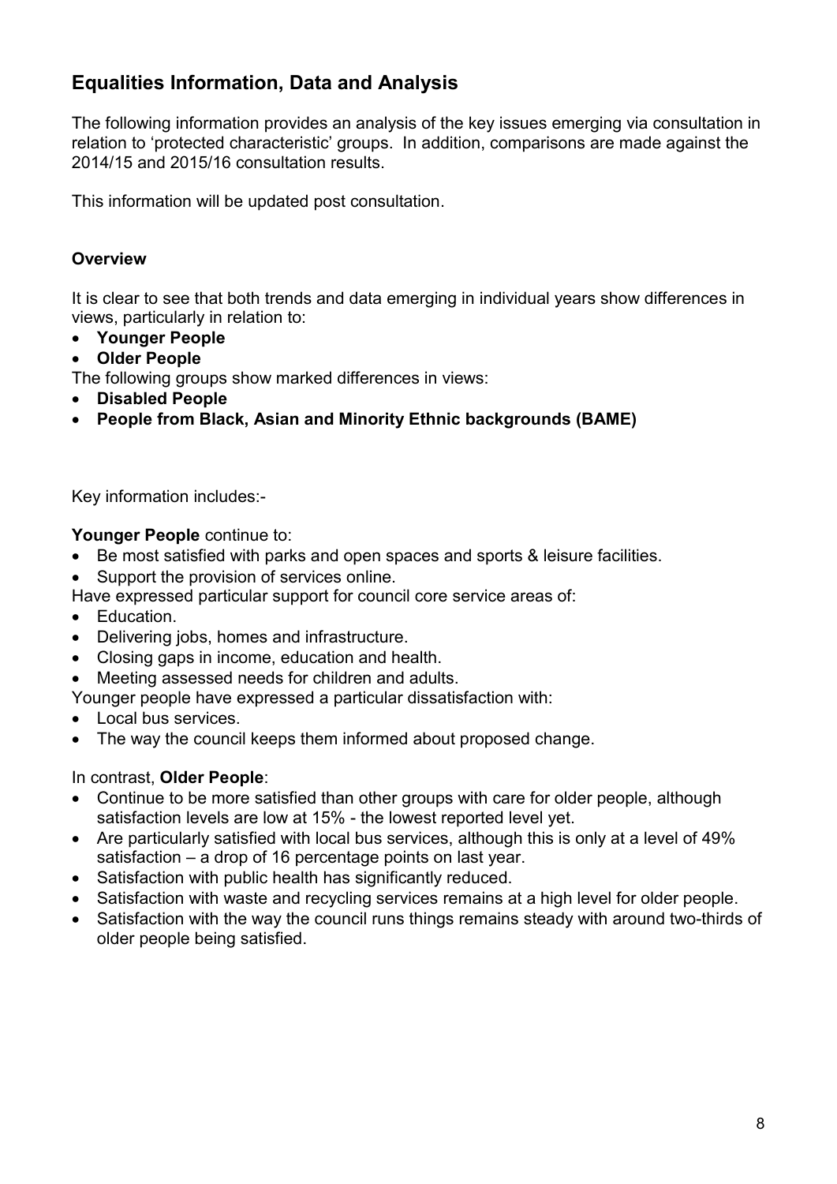## Equalities Information, Data and Analysis

The following information provides an analysis of the key issues emerging via consultation in relation to 'protected characteristic' groups. In addition, comparisons are made against the 2014/15 and 2015/16 consultation results.

This information will be updated post consultation.

### Overview

It is clear to see that both trends and data emerging in individual years show differences in views, particularly in relation to:

- **Younger People**
- **Older People**

The following groups show marked differences in views:

- **Disabled People**
- **People from Black, Asian and Minority Ethnic backgrounds (BAME)**

Key information includes:-

**Younger People** continue to:

- Be most satisfied with parks and open spaces and sports & leisure facilities.
- Support the provision of services online.

Have expressed particular support for council core service areas of:

- Education.
- Delivering jobs, homes and infrastructure.
- Closing gaps in income, education and health.
- Meeting assessed needs for children and adults.

Younger people have expressed a particular dissatisfaction with:

- Local bus services.
- The way the council keeps them informed about proposed change.

In contrast, **Older People**:

- Continue to be more satisfied than other groups with care for older people, although satisfaction levels are low at 15% - the lowest reported level yet.
- Are particularly satisfied with local bus services, although this is only at a level of 49% satisfaction – a drop of 16 percentage points on last year.
- Satisfaction with public health has significantly reduced.
- Satisfaction with waste and recycling services remains at a high level for older people.
- Satisfaction with the way the council runs things remains steady with around two-thirds of older people being satisfied.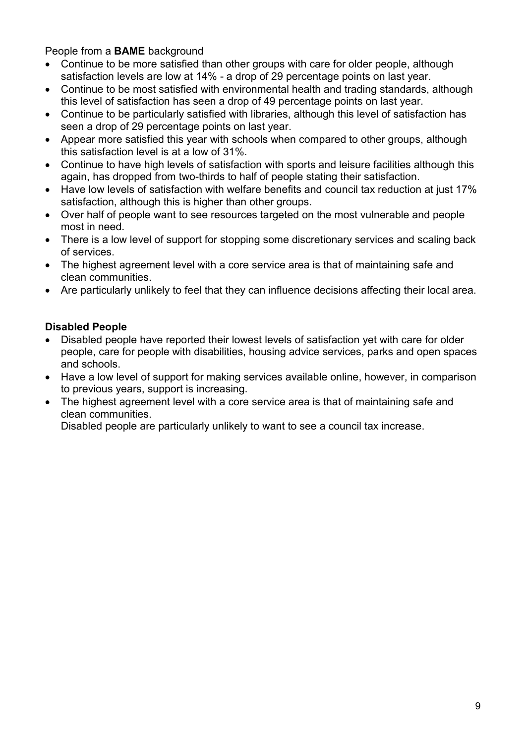People from a **BAME** background

- Continue to be more satisfied than other groups with care for older people, although satisfaction levels are low at 14% - a drop of 29 percentage points on last year.
- Continue to be most satisfied with environmental health and trading standards, although this level of satisfaction has seen a drop of 49 percentage points on last year.
- Continue to be particularly satisfied with libraries, although this level of satisfaction has seen a drop of 29 percentage points on last year.
- Appear more satisfied this year with schools when compared to other groups, although this satisfaction level is at a low of 31%.
- Continue to have high levels of satisfaction with sports and leisure facilities although this again, has dropped from two-thirds to half of people stating their satisfaction.
- Have low levels of satisfaction with welfare benefits and council tax reduction at just 17% satisfaction, although this is higher than other groups.
- Over half of people want to see resources targeted on the most vulnerable and people most in need.
- There is a low level of support for stopping some discretionary services and scaling back of services.
- The highest agreement level with a core service area is that of maintaining safe and clean communities.
- Are particularly unlikely to feel that they can influence decisions affecting their local area.

**Disabled People**

- Disabled people have reported their lowest levels of satisfaction yet with care for older people, care for people with disabilities, housing advice services, parks and open spaces and schools.
- Have a low level of support for making services available online, however, in comparison to previous years, support is increasing.
- The highest agreement level with a core service area is that of maintaining safe and clean communities.
  Disabled people are particularly unlikely to want to see a council tax increase.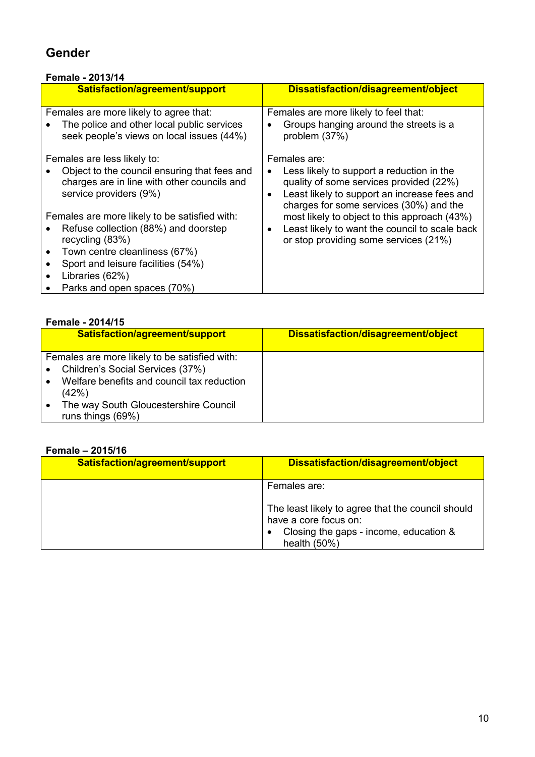## Gender

**Female - 2013/14**

| Satisfaction/agreement/support | Dissatisfaction/disagreement/object |
|---|---|
| Females are more likely to agree that:<br>• The police and other local public services seek people's views on local issues (44%)<br><br>Females are less likely to:<br>• Object to the council ensuring that fees and charges are in line with other councils and service providers (9%)<br><br>Females are more likely to be satisfied with:<br>• Refuse collection (88%) and doorstep recycling (83%)<br>• Town centre cleanliness (67%)<br>• Sport and leisure facilities (54%)<br>• Libraries (62%)<br>• Parks and open spaces (70%) | Females are more likely to feel that:<br>• Groups hanging around the streets is a problem (37%)<br><br>Females are:<br>• Less likely to support a reduction in the quality of some services provided (22%)<br>• Least likely to support an increase fees and charges for some services (30%) and the most likely to object to this approach (43%)<br>• Least likely to want the council to scale back or stop providing some services (21%) |

**Female - 2014/15**

| Satisfaction/agreement/support | Dissatisfaction/disagreement/object |
|---|---|
| Females are more likely to be satisfied with:<br>• Children's Social Services (37%)<br>• Welfare benefits and council tax reduction (42%)<br>• The way South Gloucestershire Council runs things (69%) | |

**Female – 2015/16**

| Satisfaction/agreement/support | Dissatisfaction/disagreement/object |
|---|---|
| | Females are:<br><br>The least likely to agree that the council should have a core focus on:<br>• Closing the gaps - income, education & health (50%) |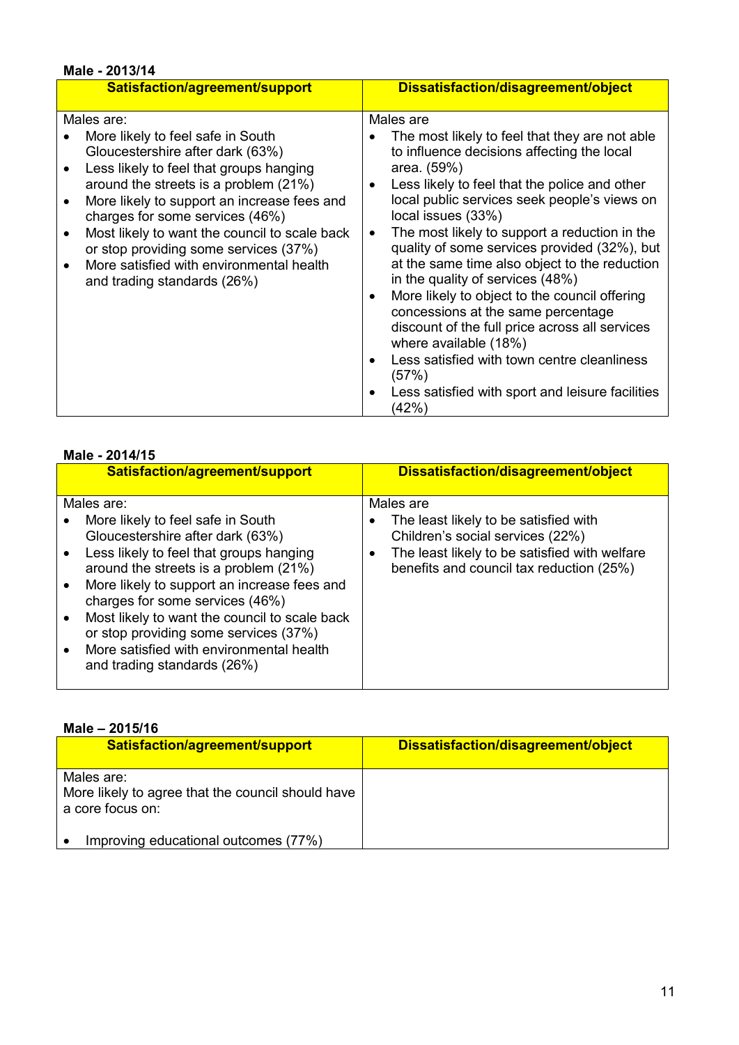**Male - 2013/14**

| Satisfaction/agreement/support | Dissatisfaction/disagreement/object |
|---|---|
| Males are:<br>• More likely to feel safe in South Gloucestershire after dark (63%)<br>• Less likely to feel that groups hanging around the streets is a problem (21%)<br>• More likely to support an increase fees and charges for some services (46%)<br>• Most likely to want the council to scale back or stop providing some services (37%)<br>• More satisfied with environmental health and trading standards (26%) | Males are<br>• The most likely to feel that they are not able to influence decisions affecting the local area. (59%)<br>• Less likely to feel that the police and other local public services seek people's views on local issues (33%)<br>• The most likely to support a reduction in the quality of some services provided (32%), but at the same time also object to the reduction in the quality of services (48%)<br>• More likely to object to the council offering concessions at the same percentage discount of the full price across all services where available (18%)<br>• Less satisfied with town centre cleanliness (57%)<br>• Less satisfied with sport and leisure facilities (42%) |

**Male - 2014/15**

| Satisfaction/agreement/support | Dissatisfaction/disagreement/object |
|---|---|
| Males are:<br>• More likely to feel safe in South Gloucestershire after dark (63%)<br>• Less likely to feel that groups hanging around the streets is a problem (21%)<br>• More likely to support an increase fees and charges for some services (46%)<br>• Most likely to want the council to scale back or stop providing some services (37%)<br>• More satisfied with environmental health and trading standards (26%) | Males are<br>• The least likely to be satisfied with Children's social services (22%)<br>• The least likely to be satisfied with welfare benefits and council tax reduction (25%) |

**Male – 2015/16**

| Satisfaction/agreement/support | Dissatisfaction/disagreement/object |
|---|---|
| Males are:<br>More likely to agree that the council should have a core focus on:<br><br>• Improving educational outcomes (77%) | |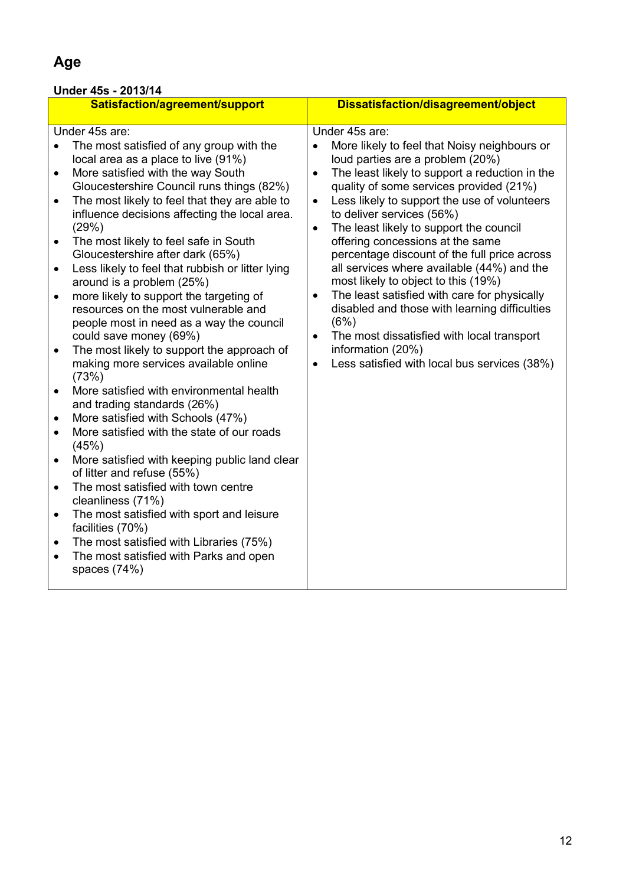# Age

**Under 45s - 2013/14**

| Satisfaction/agreement/support | Dissatisfaction/disagreement/object |
|---|---|
| Under 45s are:<br>• The most satisfied of any group with the local area as a place to live (91%)<br>• More satisfied with the way South Gloucestershire Council runs things (82%)<br>• The most likely to feel that they are able to influence decisions affecting the local area. (29%)<br>• The most likely to feel safe in South Gloucestershire after dark (65%)<br>• Less likely to feel that rubbish or litter lying around is a problem (25%)<br>• more likely to support the targeting of resources on the most vulnerable and people most in need as a way the council could save money (69%)<br>• The most likely to support the approach of making more services available online (73%)<br>• More satisfied with environmental health and trading standards (26%)<br>• More satisfied with Schools (47%)<br>• More satisfied with the state of our roads (45%)<br>• More satisfied with keeping public land clear of litter and refuse (55%)<br>• The most satisfied with town centre cleanliness (71%)<br>• The most satisfied with sport and leisure facilities (70%)<br>• The most satisfied with Libraries (75%)<br>• The most satisfied with Parks and open spaces (74%) | Under 45s are:<br>• More likely to feel that Noisy neighbours or loud parties are a problem (20%)<br>• The least likely to support a reduction in the quality of some services provided (21%)<br>• Less likely to support the use of volunteers to deliver services (56%)<br>• The least likely to support the council offering concessions at the same percentage discount of the full price across all services where available (44%) and the most likely to object to this (19%)<br>• The least satisfied with care for physically disabled and those with learning difficulties (6%)<br>• The most dissatisfied with local transport information (20%)<br>• Less satisfied with local bus services (38%) |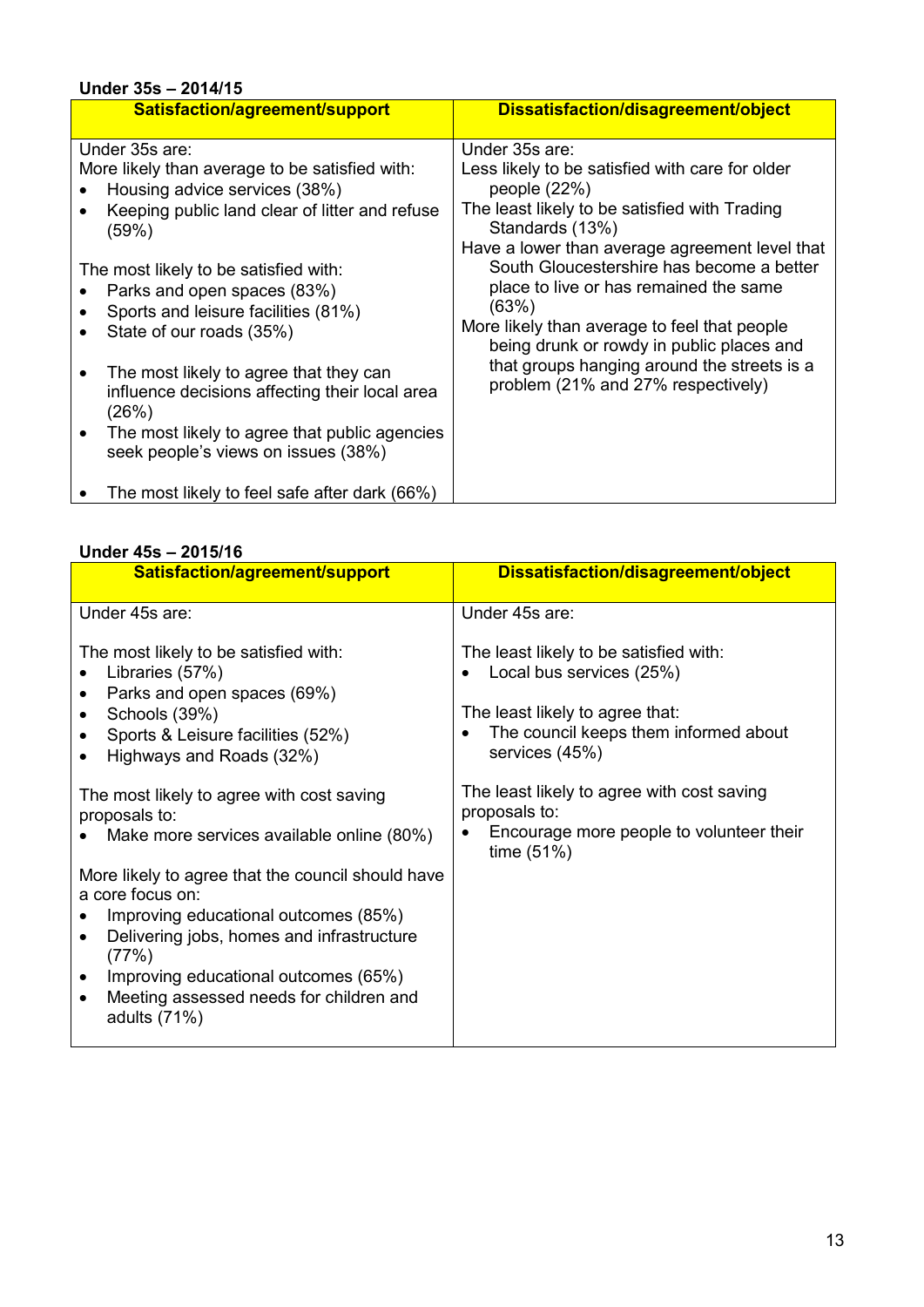**Under 35s – 2014/15**

| Satisfaction/agreement/support | Dissatisfaction/disagreement/object |
|---|---|
| Under 35s are:<br>More likely than average to be satisfied with:<br>• Housing advice services (38%)<br>• Keeping public land clear of litter and refuse (59%)<br><br>The most likely to be satisfied with:<br>• Parks and open spaces (83%)<br>• Sports and leisure facilities (81%)<br>• State of our roads (35%)<br><br>• The most likely to agree that they can influence decisions affecting their local area (26%)<br>• The most likely to agree that public agencies seek people's views on issues (38%)<br><br>• The most likely to feel safe after dark (66%) | Under 35s are:<br>Less likely to be satisfied with care for older people (22%)<br>The least likely to be satisfied with Trading Standards (13%)<br>Have a lower than average agreement level that South Gloucestershire has become a better place to live or has remained the same (63%)<br>More likely than average to feel that people being drunk or rowdy in public places and that groups hanging around the streets is a problem (21% and 27% respectively) |

**Under 45s – 2015/16**

| Satisfaction/agreement/support | Dissatisfaction/disagreement/object |
|---|---|
| Under 45s are:<br><br>The most likely to be satisfied with:<br>• Libraries (57%)<br>• Parks and open spaces (69%)<br>• Schools (39%)<br>• Sports & Leisure facilities (52%)<br>• Highways and Roads (32%)<br><br>The most likely to agree with cost saving proposals to:<br>• Make more services available online (80%)<br><br>More likely to agree that the council should have a core focus on:<br>• Improving educational outcomes (85%)<br>• Delivering jobs, homes and infrastructure (77%)<br>• Improving educational outcomes (65%)<br>• Meeting assessed needs for children and adults (71%) | Under 45s are:<br><br>The least likely to be satisfied with:<br>• Local bus services (25%)<br><br>The least likely to agree that:<br>• The council keeps them informed about services (45%)<br><br>The least likely to agree with cost saving proposals to:<br>• Encourage more people to volunteer their time (51%) |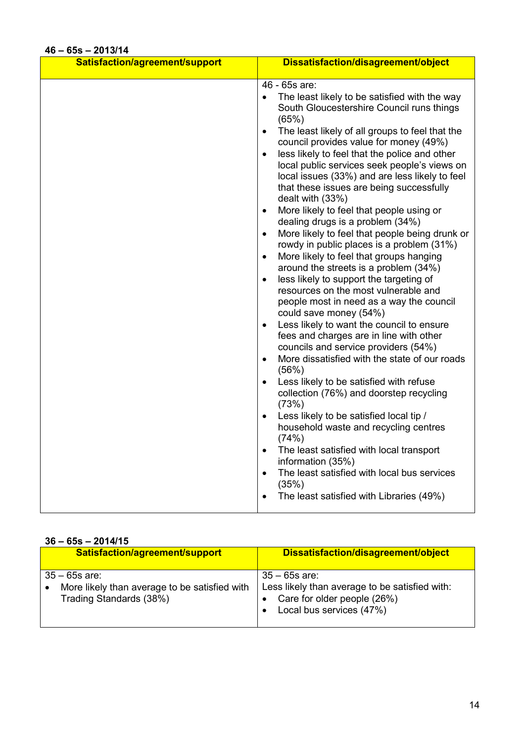**46 – 65s – 2013/14**

| Satisfaction/agreement/support | Dissatisfaction/disagreement/object |
|---|---|
| | 46 - 65s are:<br>• The least likely to be satisfied with the way South Gloucestershire Council runs things (65%)<br>• The least likely of all groups to feel that the council provides value for money (49%)<br>• less likely to feel that the police and other local public services seek people's views on local issues (33%) and are less likely to feel that these issues are being successfully dealt with (33%)<br>• More likely to feel that people using or dealing drugs is a problem (34%)<br>• More likely to feel that people being drunk or rowdy in public places is a problem (31%)<br>• More likely to feel that groups hanging around the streets is a problem (34%)<br>• less likely to support the targeting of resources on the most vulnerable and people most in need as a way the council could save money (54%)<br>• Less likely to want the council to ensure fees and charges are in line with other councils and service providers (54%)<br>• More dissatisfied with the state of our roads (56%)<br>• Less likely to be satisfied with refuse collection (76%) and doorstep recycling (73%)<br>• Less likely to be satisfied local tip / household waste and recycling centres (74%)<br>• The least satisfied with local transport information (35%)<br>• The least satisfied with local bus services (35%)<br>• The least satisfied with Libraries (49%) |

**36 – 65s – 2014/15**

| Satisfaction/agreement/support | Dissatisfaction/disagreement/object |
|---|---|
| 35 – 65s are:<br>• More likely than average to be satisfied with Trading Standards (38%) | 35 – 65s are:<br>Less likely than average to be satisfied with:<br>• Care for older people (26%)<br>• Local bus services (47%) |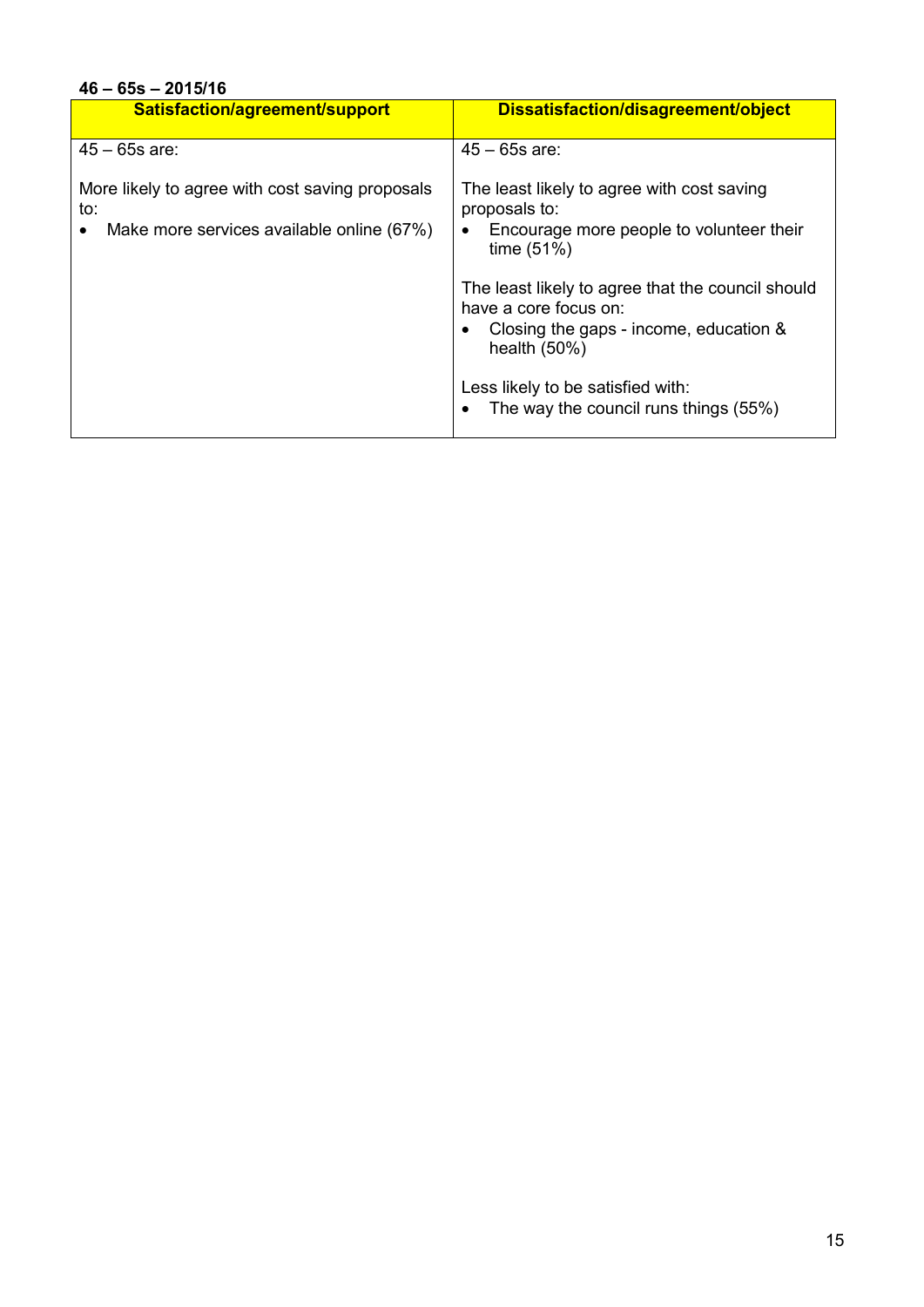**46 – 65s – 2015/16**

| Satisfaction/agreement/support | Dissatisfaction/disagreement/object |
|---|---|
| 45 – 65s are:<br><br>More likely to agree with cost saving proposals to:<br>• Make more services available online (67%) | 45 – 65s are:<br><br>The least likely to agree with cost saving proposals to:<br>• Encourage more people to volunteer their time (51%)<br><br>The least likely to agree that the council should have a core focus on:<br>• Closing the gaps - income, education & health (50%)<br><br>Less likely to be satisfied with:<br>• The way the council runs things (55%) |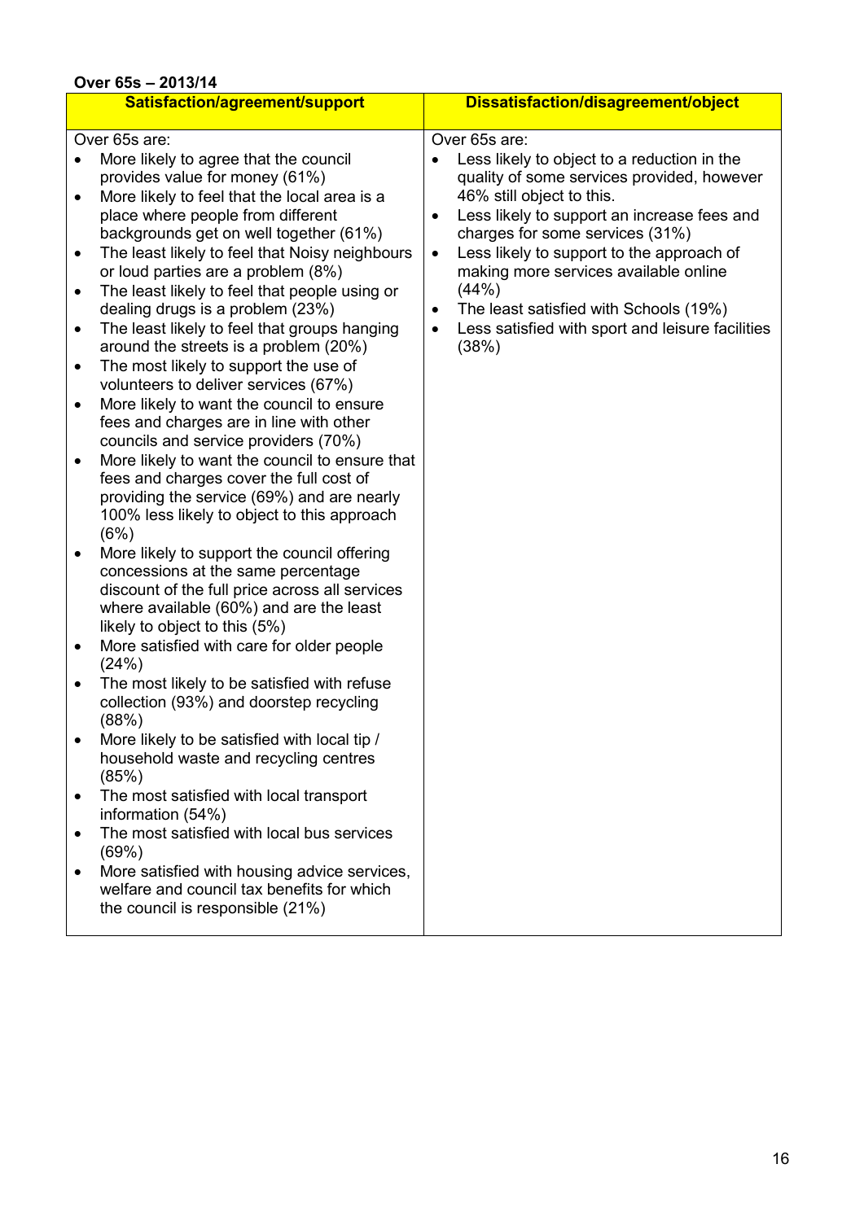**Over 65s – 2013/14**

| Satisfaction/agreement/support | Dissatisfaction/disagreement/object |
|---|---|
| Over 65s are:<br>• More likely to agree that the council provides value for money (61%)<br>• More likely to feel that the local area is a place where people from different backgrounds get on well together (61%)<br>• The least likely to feel that Noisy neighbours or loud parties are a problem (8%)<br>• The least likely to feel that people using or dealing drugs is a problem (23%)<br>• The least likely to feel that groups hanging around the streets is a problem (20%)<br>• The most likely to support the use of volunteers to deliver services (67%)<br>• More likely to want the council to ensure fees and charges are in line with other councils and service providers (70%)<br>• More likely to want the council to ensure that fees and charges cover the full cost of providing the service (69%) and are nearly 100% less likely to object to this approach (6%)<br>• More likely to support the council offering concessions at the same percentage discount of the full price across all services where available (60%) and are the least likely to object to this (5%)<br>• More satisfied with care for older people (24%)<br>• The most likely to be satisfied with refuse collection (93%) and doorstep recycling (88%)<br>• More likely to be satisfied with local tip / household waste and recycling centres (85%)<br>• The most satisfied with local transport information (54%)<br>• The most satisfied with local bus services (69%)<br>• More satisfied with housing advice services, welfare and council tax benefits for which the council is responsible (21%) | Over 65s are:<br>• Less likely to object to a reduction in the quality of some services provided, however 46% still object to this.<br>• Less likely to support an increase fees and charges for some services (31%)<br>• Less likely to support to the approach of making more services available online (44%)<br>• The least satisfied with Schools (19%)<br>• Less satisfied with sport and leisure facilities (38%) |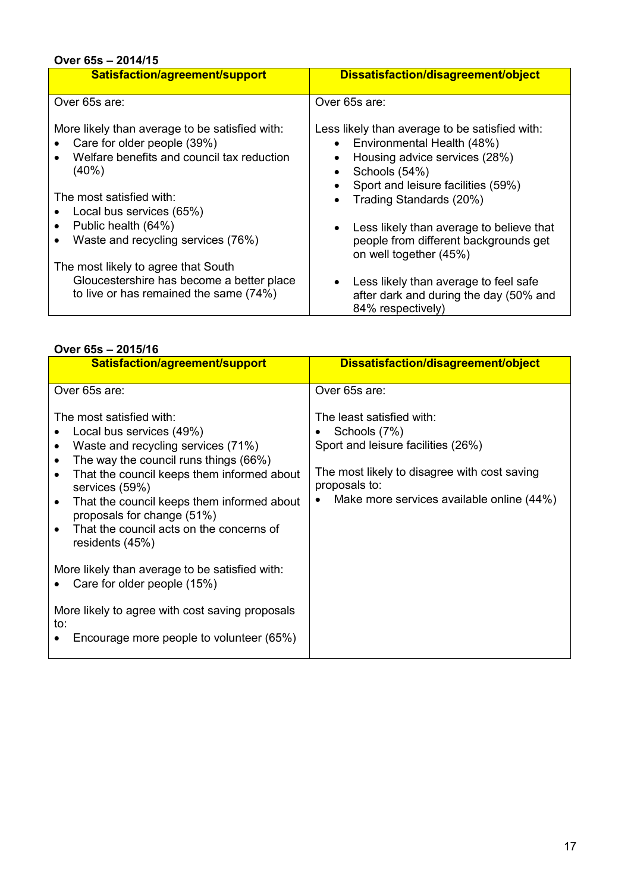**Over 65s – 2014/15**

| Satisfaction/agreement/support | Dissatisfaction/disagreement/object |
|---|---|
| Over 65s are:<br><br>More likely than average to be satisfied with:<br>• Care for older people (39%)<br>• Welfare benefits and council tax reduction (40%)<br><br>The most satisfied with:<br>• Local bus services (65%)<br>• Public health (64%)<br>• Waste and recycling services (76%)<br><br>The most likely to agree that South Gloucestershire has become a better place to live or has remained the same (74%) | Over 65s are:<br><br>Less likely than average to be satisfied with:<br>• Environmental Health (48%)<br>• Housing advice services (28%)<br>• Schools (54%)<br>• Sport and leisure facilities (59%)<br>• Trading Standards (20%)<br><br>• Less likely than average to believe that people from different backgrounds get on well together (45%)<br><br>• Less likely than average to feel safe after dark and during the day (50% and 84% respectively) |

**Over 65s – 2015/16**

| Satisfaction/agreement/support | Dissatisfaction/disagreement/object |
|---|---|
| Over 65s are:<br><br>The most satisfied with:<br>• Local bus services (49%)<br>• Waste and recycling services (71%)<br>• The way the council runs things (66%)<br>• That the council keeps them informed about services (59%)<br>• That the council keeps them informed about proposals for change (51%)<br>• That the council acts on the concerns of residents (45%)<br><br>More likely than average to be satisfied with:<br>• Care for older people (15%)<br><br>More likely to agree with cost saving proposals to:<br>• Encourage more people to volunteer (65%) | Over 65s are:<br><br>The least satisfied with:<br>• Schools (7%)<br>Sport and leisure facilities (26%)<br><br>The most likely to disagree with cost saving proposals to:<br>• Make more services available online (44%) |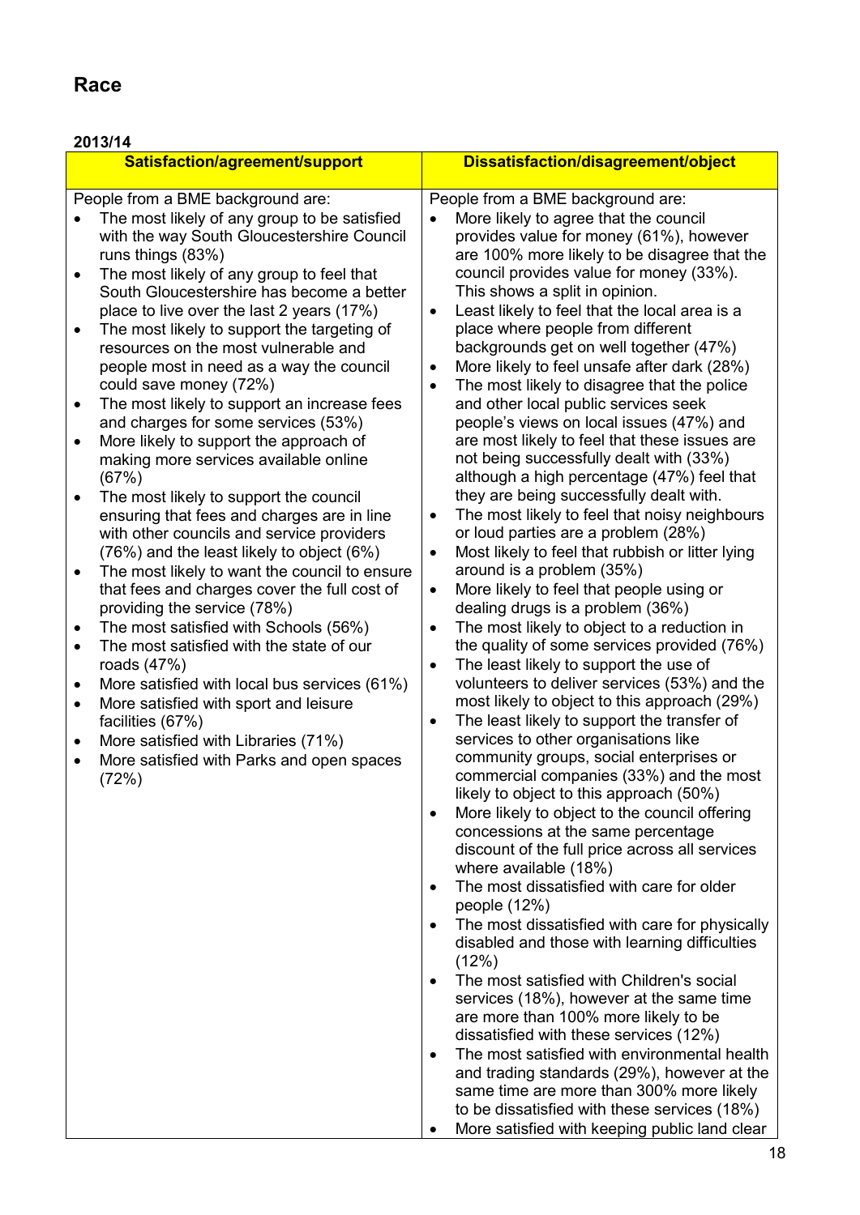## Race

**2013/14**

| Satisfaction/agreement/support | Dissatisfaction/disagreement/object |
|---|---|
| People from a BME background are:<br>• The most likely of any group to be satisfied with the way South Gloucestershire Council runs things (83%)<br>• The most likely of any group to feel that South Gloucestershire has become a better place to live over the last 2 years (17%)<br>• The most likely to support the targeting of resources on the most vulnerable and people most in need as a way the council could save money (72%)<br>• The most likely to support an increase fees and charges for some services (53%)<br>• More likely to support the approach of making more services available online (67%)<br>• The most likely to support the council ensuring that fees and charges are in line with other councils and service providers (76%) and the least likely to object (6%)<br>• The most likely to want the council to ensure that fees and charges cover the full cost of providing the service (78%)<br>• The most satisfied with Schools (56%)<br>• The most satisfied with the state of our roads (47%)<br>• More satisfied with local bus services (61%)<br>• More satisfied with sport and leisure facilities (67%)<br>• More satisfied with Libraries (71%)<br>• More satisfied with Parks and open spaces (72%) | People from a BME background are:<br>• More likely to agree that the council provides value for money (61%), however are 100% more likely to be disagree that the council provides value for money (33%). This shows a split in opinion.<br>• Least likely to feel that the local area is a place where people from different backgrounds get on well together (47%)<br>• More likely to feel unsafe after dark (28%)<br>• The most likely to disagree that the police and other local public services seek people's views on local issues (47%) and are most likely to feel that these issues are not being successfully dealt with (33%) although a high percentage (47%) feel that they are being successfully dealt with.<br>• The most likely to feel that noisy neighbours or loud parties are a problem (28%)<br>• Most likely to feel that rubbish or litter lying around is a problem (35%)<br>• More likely to feel that people using or dealing drugs is a problem (36%)<br>• The most likely to object to a reduction in the quality of some services provided (76%)<br>• The least likely to support the use of volunteers to deliver services (53%) and the most likely to object to this approach (29%)<br>• The least likely to support the transfer of services to other organisations like community groups, social enterprises or commercial companies (33%) and the most likely to object to this approach (50%)<br>• More likely to object to the council offering concessions at the same percentage discount of the full price across all services where available (18%)<br>• The most dissatisfied with care for older people (12%)<br>• The most dissatisfied with care for physically disabled and those with learning difficulties (12%)<br>• The most satisfied with Children's social services (18%), however at the same time are more than 100% more likely to be dissatisfied with these services (12%)<br>• The most satisfied with environmental health and trading standards (29%), however at the same time are more than 300% more likely to be dissatisfied with these services (18%)<br>• More satisfied with keeping public land clear |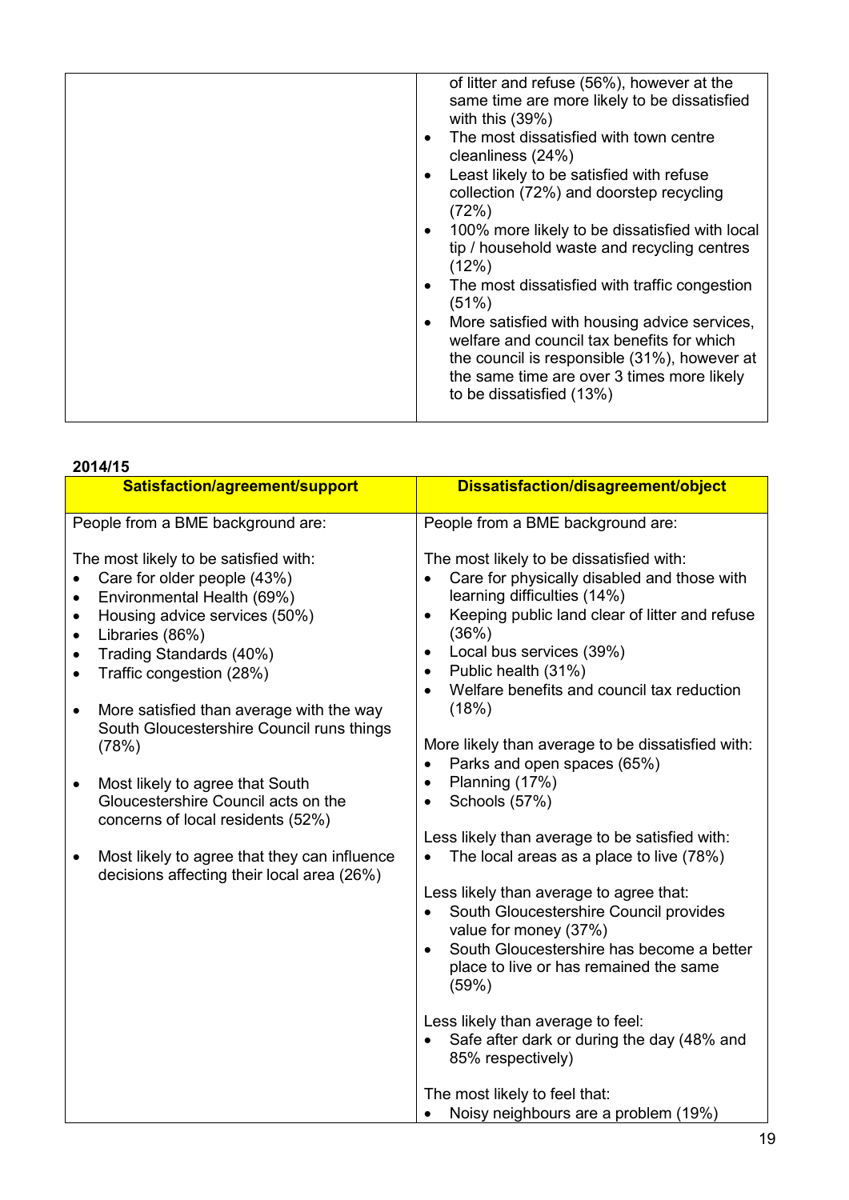| | |
|---|---|
| | of litter and refuse (56%), however at the same time are more likely to be dissatisfied with this (39%)<br>• The most dissatisfied with town centre cleanliness (24%)<br>• Least likely to be satisfied with refuse collection (72%) and doorstep recycling (72%)<br>• 100% more likely to be dissatisfied with local tip / household waste and recycling centres (12%)<br>• The most dissatisfied with traffic congestion (51%)<br>• More satisfied with housing advice services, welfare and council tax benefits for which the council is responsible (31%), however at the same time are over 3 times more likely to be dissatisfied (13%) |

**2014/15**

| Satisfaction/agreement/support | Dissatisfaction/disagreement/object |
|---|---|
| People from a BME background are:<br><br>The most likely to be satisfied with:<br>• Care for older people (43%)<br>• Environmental Health (69%)<br>• Housing advice services (50%)<br>• Libraries (86%)<br>• Trading Standards (40%)<br>• Traffic congestion (28%)<br><br>• More satisfied than average with the way South Gloucestershire Council runs things (78%)<br><br>• Most likely to agree that South Gloucestershire Council acts on the concerns of local residents (52%)<br><br>• Most likely to agree that they can influence decisions affecting their local area (26%) | People from a BME background are:<br><br>The most likely to be dissatisfied with:<br>• Care for physically disabled and those with learning difficulties (14%)<br>• Keeping public land clear of litter and refuse (36%)<br>• Local bus services (39%)<br>• Public health (31%)<br>• Welfare benefits and council tax reduction (18%)<br><br>More likely than average to be dissatisfied with:<br>• Parks and open spaces (65%)<br>• Planning (17%)<br>• Schools (57%)<br><br>Less likely than average to be satisfied with:<br>• The local areas as a place to live (78%)<br><br>Less likely than average to agree that:<br>• South Gloucestershire Council provides value for money (37%)<br>• South Gloucestershire has become a better place to live or has remained the same (59%)<br><br>Less likely than average to feel:<br>• Safe after dark or during the day (48% and 85% respectively)<br><br>The most likely to feel that:<br>• Noisy neighbours are a problem (19%) |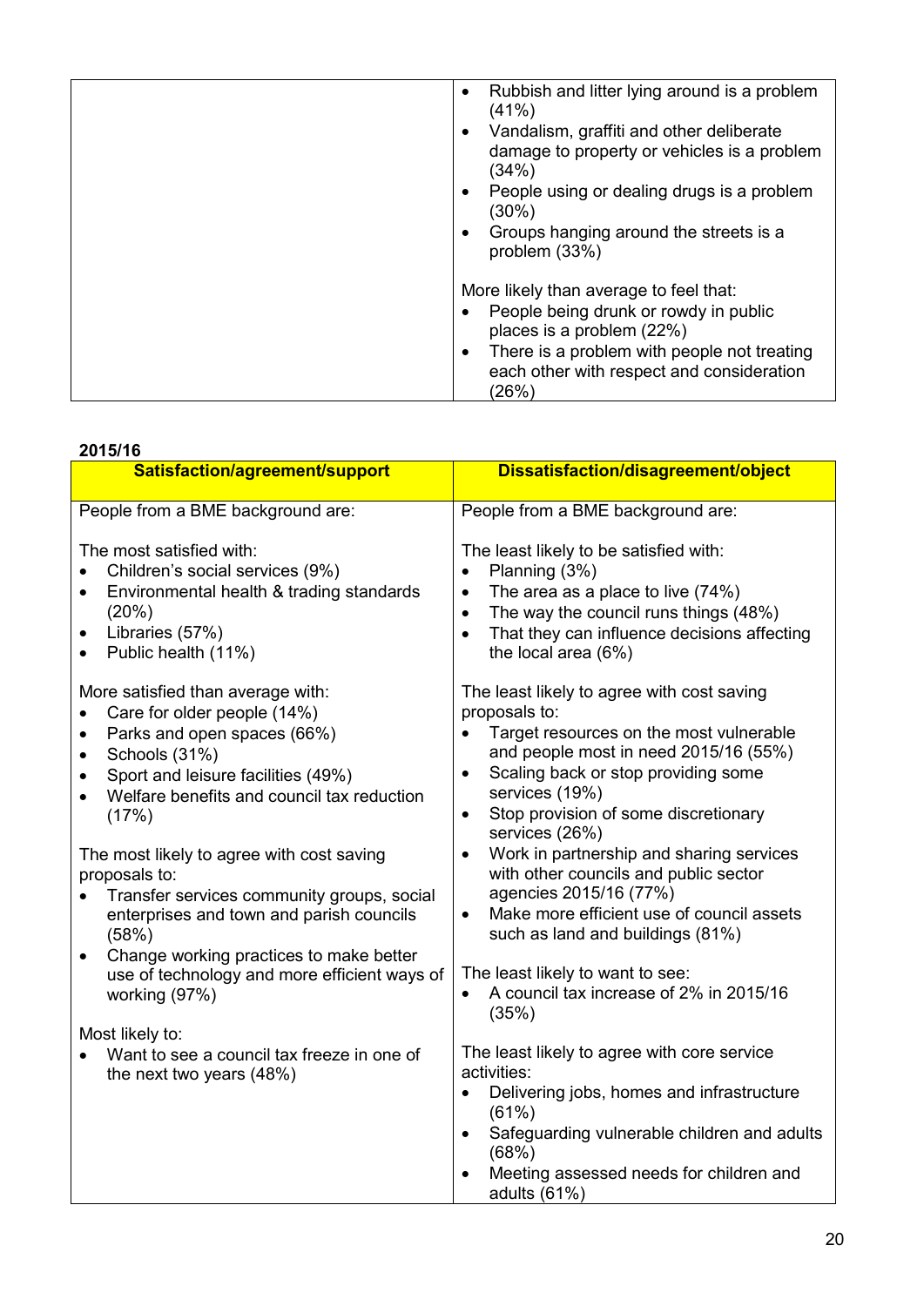| | |
|---|---|
| | • Rubbish and litter lying around is a problem (41%)<br>• Vandalism, graffiti and other deliberate damage to property or vehicles is a problem (34%)<br>• People using or dealing drugs is a problem (30%)<br>• Groups hanging around the streets is a problem (33%)<br><br>More likely than average to feel that:<br>• People being drunk or rowdy in public places is a problem (22%)<br>• There is a problem with people not treating each other with respect and consideration (26%) |

**2015/16**

| Satisfaction/agreement/support | Dissatisfaction/disagreement/object |
|---|---|
| People from a BME background are:<br><br>The most satisfied with:<br>• Children's social services (9%)<br>• Environmental health & trading standards (20%)<br>• Libraries (57%)<br>• Public health (11%)<br><br>More satisfied than average with:<br>• Care for older people (14%)<br>• Parks and open spaces (66%)<br>• Schools (31%)<br>• Sport and leisure facilities (49%)<br>• Welfare benefits and council tax reduction (17%)<br><br>The most likely to agree with cost saving proposals to:<br>• Transfer services community groups, social enterprises and town and parish councils (58%)<br>• Change working practices to make better use of technology and more efficient ways of working (97%)<br><br>Most likely to:<br>• Want to see a council tax freeze in one of the next two years (48%) | People from a BME background are:<br><br>The least likely to be satisfied with:<br>• Planning (3%)<br>• The area as a place to live (74%)<br>• The way the council runs things (48%)<br>• That they can influence decisions affecting the local area (6%)<br><br>The least likely to agree with cost saving proposals to:<br>• Target resources on the most vulnerable and people most in need 2015/16 (55%)<br>• Scaling back or stop providing some services (19%)<br>• Stop provision of some discretionary services (26%)<br>• Work in partnership and sharing services with other councils and public sector agencies 2015/16 (77%)<br>• Make more efficient use of council assets such as land and buildings (81%)<br><br>The least likely to want to see:<br>• A council tax increase of 2% in 2015/16 (35%)<br><br>The least likely to agree with core service activities:<br>• Delivering jobs, homes and infrastructure (61%)<br>• Safeguarding vulnerable children and adults (68%)<br>• Meeting assessed needs for children and adults (61%) |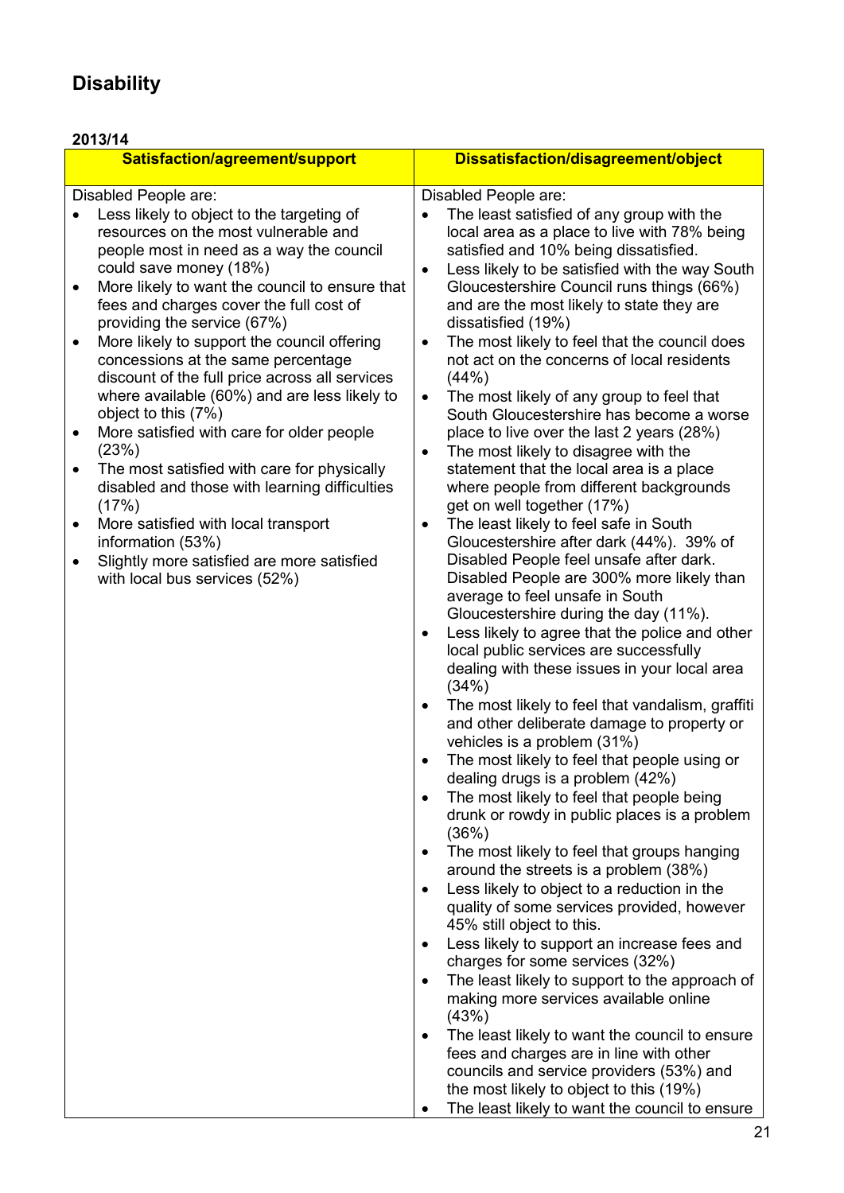# Disability

**2013/14**

| Satisfaction/agreement/support | Dissatisfaction/disagreement/object |
|---|---|
| Disabled People are:<br>• Less likely to object to the targeting of resources on the most vulnerable and people most in need as a way the council could save money (18%)<br>• More likely to want the council to ensure that fees and charges cover the full cost of providing the service (67%)<br>• More likely to support the council offering concessions at the same percentage discount of the full price across all services where available (60%) and are less likely to object to this (7%)<br>• More satisfied with care for older people (23%)<br>• The most satisfied with care for physically disabled and those with learning difficulties (17%)<br>• More satisfied with local transport information (53%)<br>• Slightly more satisfied are more satisfied with local bus services (52%) | Disabled People are:<br>• The least satisfied of any group with the local area as a place to live with 78% being satisfied and 10% being dissatisfied.<br>• Less likely to be satisfied with the way South Gloucestershire Council runs things (66%) and are the most likely to state they are dissatisfied (19%)<br>• The most likely to feel that the council does not act on the concerns of local residents (44%)<br>• The most likely of any group to feel that South Gloucestershire has become a worse place to live over the last 2 years (28%)<br>• The most likely to disagree with the statement that the local area is a place where people from different backgrounds get on well together (17%)<br>• The least likely to feel safe in South Gloucestershire after dark (44%). 39% of Disabled People feel unsafe after dark. Disabled People are 300% more likely than average to feel unsafe in South Gloucestershire during the day (11%).<br>• Less likely to agree that the police and other local public services are successfully dealing with these issues in your local area (34%)<br>• The most likely to feel that vandalism, graffiti and other deliberate damage to property or vehicles is a problem (31%)<br>• The most likely to feel that people using or dealing drugs is a problem (42%)<br>• The most likely to feel that people being drunk or rowdy in public places is a problem (36%)<br>• The most likely to feel that groups hanging around the streets is a problem (38%)<br>• Less likely to object to a reduction in the quality of some services provided, however 45% still object to this.<br>• Less likely to support an increase fees and charges for some services (32%)<br>• The least likely to support to the approach of making more services available online (43%)<br>• The least likely to want the council to ensure fees and charges are in line with other councils and service providers (53%) and the most likely to object to this (19%)<br>• The least likely to want the council to ensure |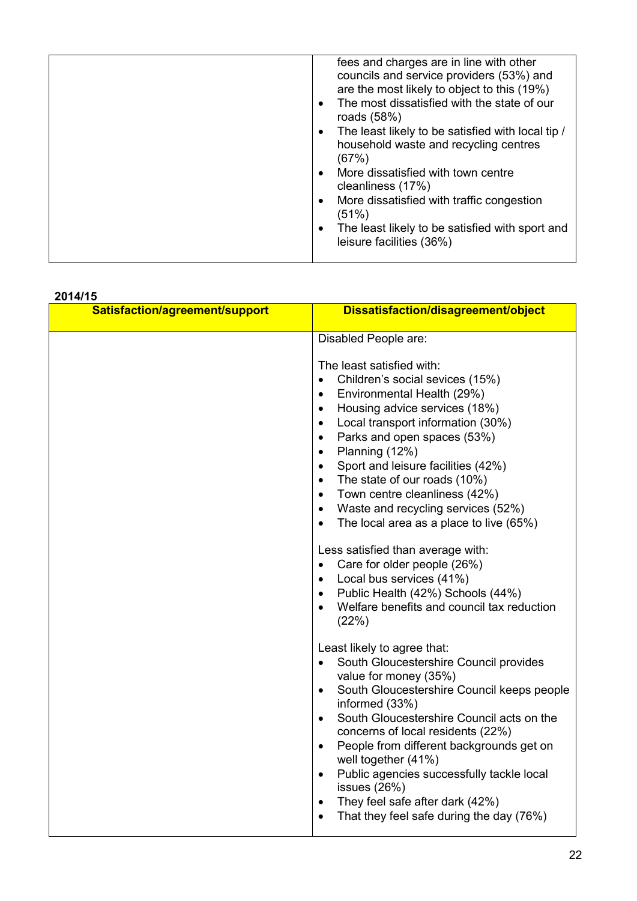| | |
|---|---|
| | fees and charges are in line with other councils and service providers (53%) and are the most likely to object to this (19%)<br>• The most dissatisfied with the state of our roads (58%)<br>• The least likely to be satisfied with local tip / household waste and recycling centres (67%)<br>• More dissatisfied with town centre cleanliness (17%)<br>• More dissatisfied with traffic congestion (51%)<br>• The least likely to be satisfied with sport and leisure facilities (36%) |

**2014/15**

| Satisfaction/agreement/support | Dissatisfaction/disagreement/object |
|---|---|
| | Disabled People are:<br><br>The least satisfied with:<br>• Children's social sevices (15%)<br>• Environmental Health (29%)<br>• Housing advice services (18%)<br>• Local transport information (30%)<br>• Parks and open spaces (53%)<br>• Planning (12%)<br>• Sport and leisure facilities (42%)<br>• The state of our roads (10%)<br>• Town centre cleanliness (42%)<br>• Waste and recycling services (52%)<br>• The local area as a place to live (65%)<br><br>Less satisfied than average with:<br>• Care for older people (26%)<br>• Local bus services (41%)<br>• Public Health (42%) Schools (44%)<br>• Welfare benefits and council tax reduction (22%)<br><br>Least likely to agree that:<br>• South Gloucestershire Council provides value for money (35%)<br>• South Gloucestershire Council keeps people informed (33%)<br>• South Gloucestershire Council acts on the concerns of local residents (22%)<br>• People from different backgrounds get on well together (41%)<br>• Public agencies successfully tackle local issues (26%)<br>• They feel safe after dark (42%)<br>• That they feel safe during the day (76%) |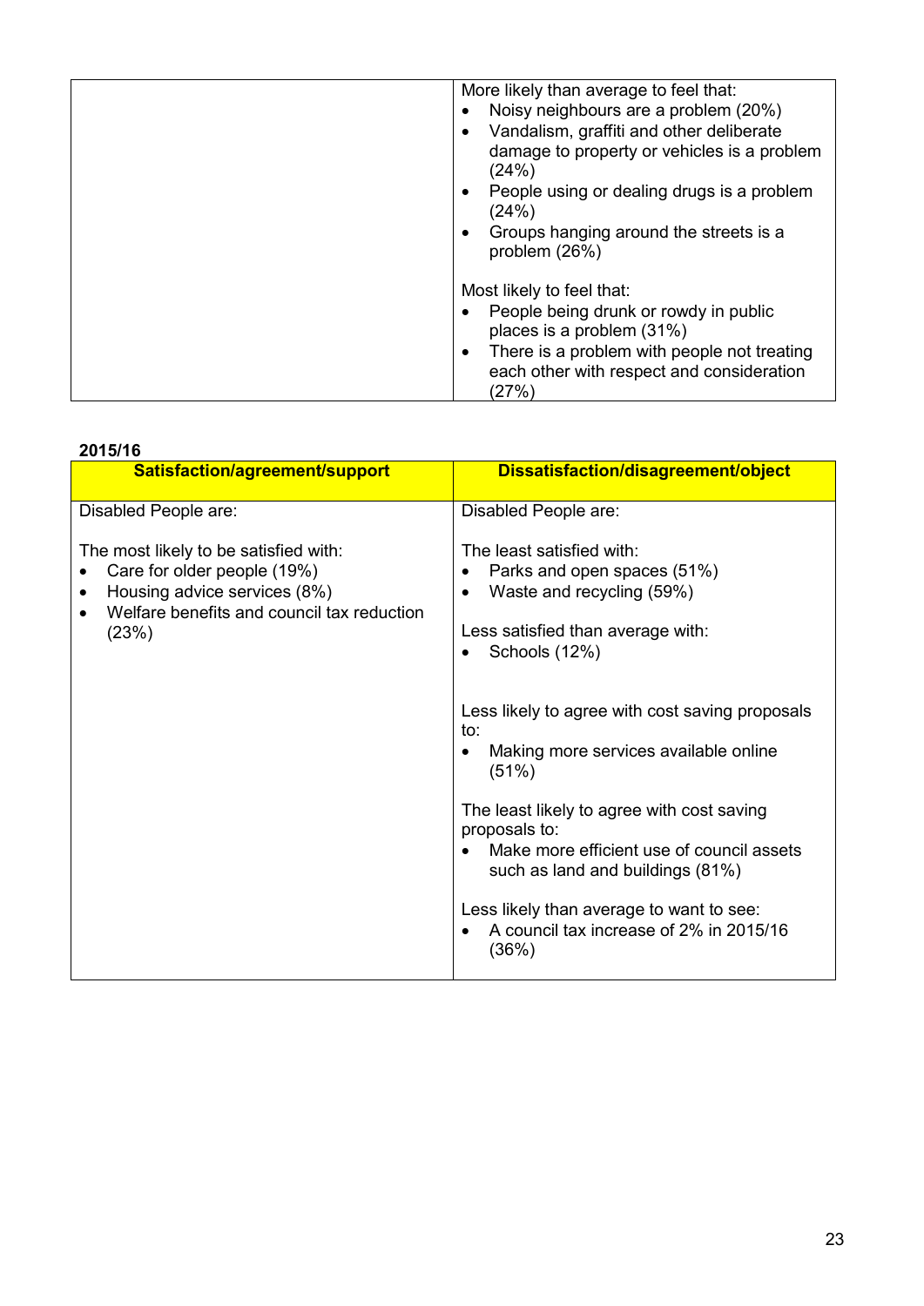| | |
|---|---|
| | More likely than average to feel that:<br>• Noisy neighbours are a problem (20%)<br>• Vandalism, graffiti and other deliberate damage to property or vehicles is a problem (24%)<br>• People using or dealing drugs is a problem (24%)<br>• Groups hanging around the streets is a problem (26%)<br><br>Most likely to feel that:<br>• People being drunk or rowdy in public places is a problem (31%)<br>• There is a problem with people not treating each other with respect and consideration (27%) |

**2015/16**

| Satisfaction/agreement/support | Dissatisfaction/disagreement/object |
|---|---|
| Disabled People are:<br><br>The most likely to be satisfied with:<br>• Care for older people (19%)<br>• Housing advice services (8%)<br>• Welfare benefits and council tax reduction (23%) | Disabled People are:<br><br>The least satisfied with:<br>• Parks and open spaces (51%)<br>• Waste and recycling (59%)<br><br>Less satisfied than average with:<br>• Schools (12%)<br><br>Less likely to agree with cost saving proposals to:<br>• Making more services available online (51%)<br><br>The least likely to agree with cost saving proposals to:<br>• Make more efficient use of council assets such as land and buildings (81%)<br><br>Less likely than average to want to see:<br>• A council tax increase of 2% in 2015/16 (36%) |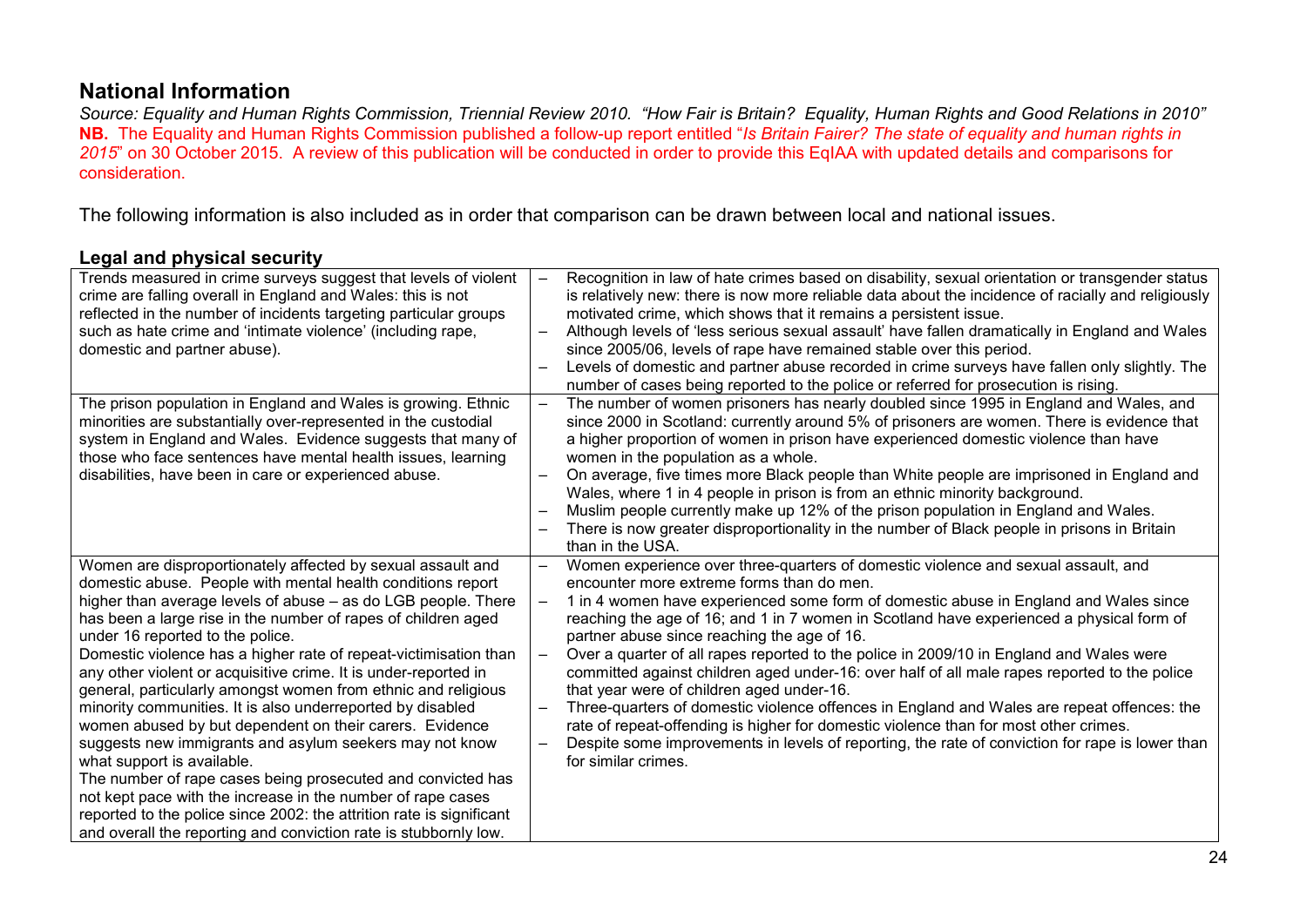## National Information

*Source: Equality and Human Rights Commission, Triennial Review 2010. "How Fair is Britain? Equality, Human Rights and Good Relations in 2010"*

**NB.** The Equality and Human Rights Commission published a follow-up report entitled "*Is Britain Fairer? The state of equality and human rights in 2015*" on 30 October 2015. A review of this publication will be conducted in order to provide this EqIAA with updated details and comparisons for consideration.

The following information is also included as in order that comparison can be drawn between local and national issues.

### Legal and physical security

| | |
|---|---|
| Trends measured in crime surveys suggest that levels of violent crime are falling overall in England and Wales: this is not reflected in the number of incidents targeting particular groups such as hate crime and 'intimate violence' (including rape, domestic and partner abuse). | – Recognition in law of hate crimes based on disability, sexual orientation or transgender status is relatively new: there is now more reliable data about the incidence of racially and religiously motivated crime, which shows that it remains a persistent issue.<br>– Although levels of 'less serious sexual assault' have fallen dramatically in England and Wales since 2005/06, levels of rape have remained stable over this period.<br>– Levels of domestic and partner abuse recorded in crime surveys have fallen only slightly. The number of cases being reported to the police or referred for prosecution is rising. |
| The prison population in England and Wales is growing. Ethnic minorities are substantially over-represented in the custodial system in England and Wales. Evidence suggests that many of those who face sentences have mental health issues, learning disabilities, have been in care or experienced abuse. | – The number of women prisoners has nearly doubled since 1995 in England and Wales, and since 2000 in Scotland: currently around 5% of prisoners are women. There is evidence that a higher proportion of women in prison have experienced domestic violence than have women in the population as a whole.<br>– On average, five times more Black people than White people are imprisoned in England and Wales, where 1 in 4 people in prison is from an ethnic minority background.<br>– Muslim people currently make up 12% of the prison population in England and Wales.<br>– There is now greater disproportionality in the number of Black people in prisons in Britain than in the USA. |
| Women are disproportionately affected by sexual assault and domestic abuse. People with mental health conditions report higher than average levels of abuse – as do LGB people. There has been a large rise in the number of rapes of children aged under 16 reported to the police.<br>Domestic violence has a higher rate of repeat-victimisation than any other violent or acquisitive crime. It is under-reported in general, particularly amongst women from ethnic and religious minority communities. It is also underreported by disabled women abused by but dependent on their carers. Evidence suggests new immigrants and asylum seekers may not know what support is available.<br>The number of rape cases being prosecuted and convicted has not kept pace with the increase in the number of rape cases reported to the police since 2002: the attrition rate is significant and overall the reporting and conviction rate is stubbornly low. | – Women experience over three-quarters of domestic violence and sexual assault, and encounter more extreme forms than do men.<br>– 1 in 4 women have experienced some form of domestic abuse in England and Wales since reaching the age of 16; and 1 in 7 women in Scotland have experienced a physical form of partner abuse since reaching the age of 16.<br>– Over a quarter of all rapes reported to the police in 2009/10 in England and Wales were committed against children aged under-16: over half of all male rapes reported to the police that year were of children aged under-16.<br>– Three-quarters of domestic violence offences in England and Wales are repeat offences: the rate of repeat-offending is higher for domestic violence than for most other crimes.<br>– Despite some improvements in levels of reporting, the rate of conviction for rape is lower than for similar crimes. |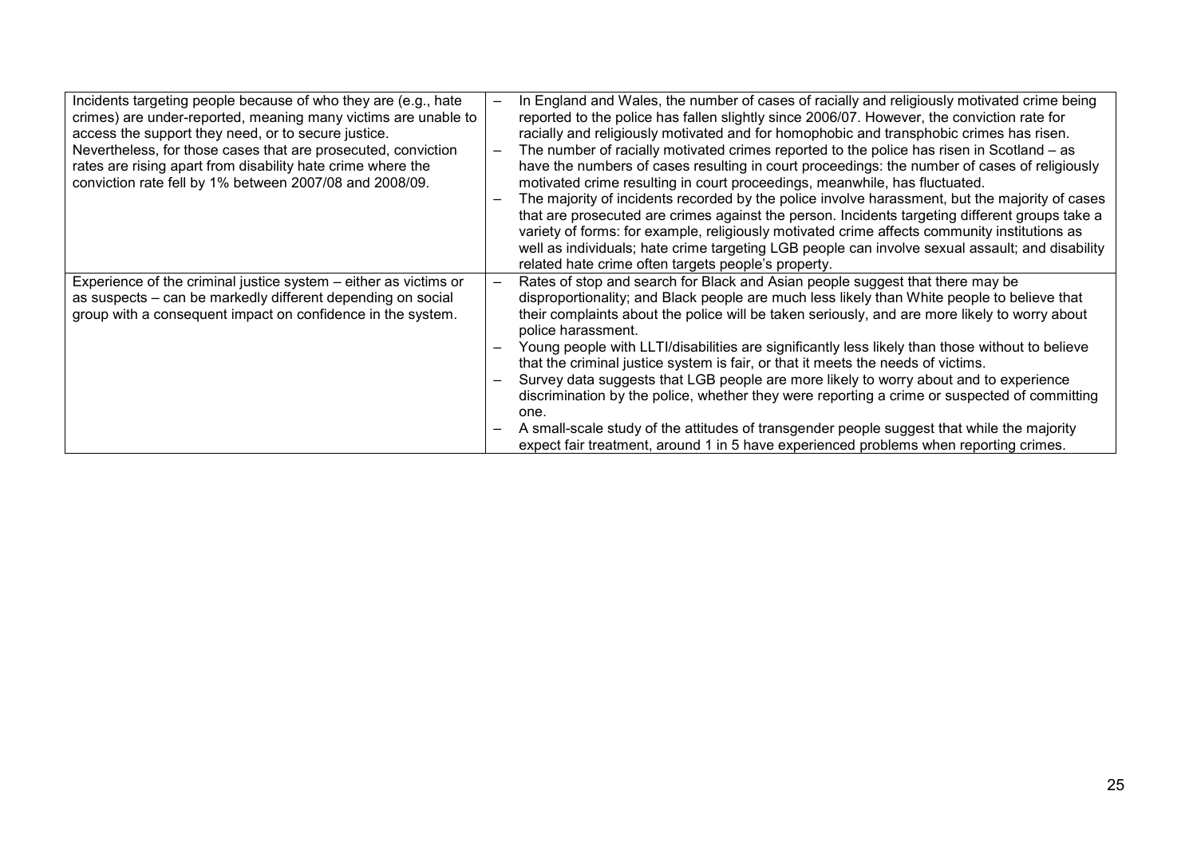| | |
|---|---|
| Incidents targeting people because of who they are (e.g., hate crimes) are under-reported, meaning many victims are unable to access the support they need, or to secure justice. Nevertheless, for those cases that are prosecuted, conviction rates are rising apart from disability hate crime where the conviction rate fell by 1% between 2007/08 and 2008/09. | – In England and Wales, the number of cases of racially and religiously motivated crime being reported to the police has fallen slightly since 2006/07. However, the conviction rate for racially and religiously motivated and for homophobic and transphobic crimes has risen.<br>– The number of racially motivated crimes reported to the police has risen in Scotland – as have the numbers of cases resulting in court proceedings: the number of cases of religiously motivated crime resulting in court proceedings, meanwhile, has fluctuated.<br>– The majority of incidents recorded by the police involve harassment, but the majority of cases that are prosecuted are crimes against the person. Incidents targeting different groups take a variety of forms: for example, religiously motivated crime affects community institutions as well as individuals; hate crime targeting LGB people can involve sexual assault; and disability related hate crime often targets people's property. |
| Experience of the criminal justice system – either as victims or as suspects – can be markedly different depending on social group with a consequent impact on confidence in the system. | – Rates of stop and search for Black and Asian people suggest that there may be disproportionality; and Black people are much less likely than White people to believe that their complaints about the police will be taken seriously, and are more likely to worry about police harassment.<br>– Young people with LLTI/disabilities are significantly less likely than those without to believe that the criminal justice system is fair, or that it meets the needs of victims.<br>– Survey data suggests that LGB people are more likely to worry about and to experience discrimination by the police, whether they were reporting a crime or suspected of committing one.<br>– A small-scale study of the attitudes of transgender people suggest that while the majority expect fair treatment, around 1 in 5 have experienced problems when reporting crimes. |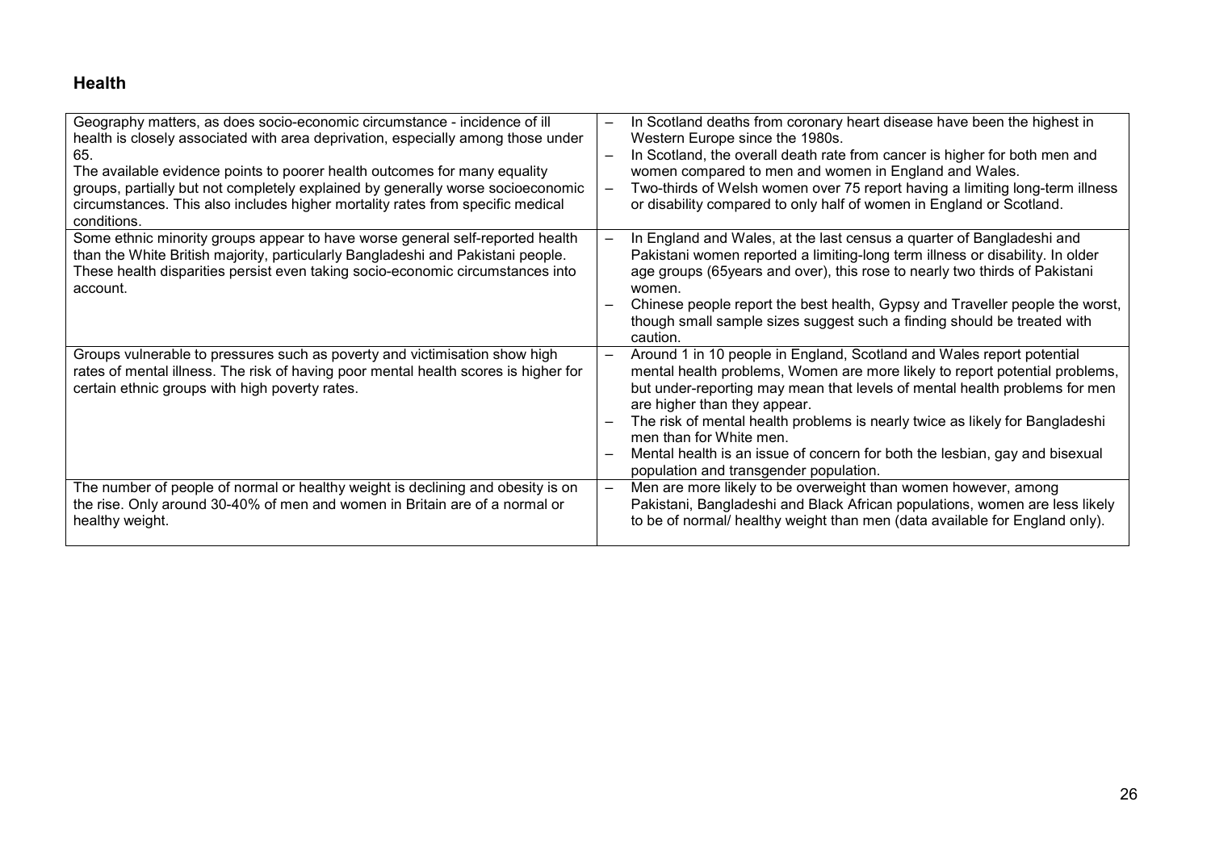## Health

| | |
|---|---|
| Geography matters, as does socio-economic circumstance - incidence of ill health is closely associated with area deprivation, especially among those under 65.<br>The available evidence points to poorer health outcomes for many equality groups, partially but not completely explained by generally worse socioeconomic circumstances. This also includes higher mortality rates from specific medical conditions. | – In Scotland deaths from coronary heart disease have been the highest in Western Europe since the 1980s.<br>– In Scotland, the overall death rate from cancer is higher for both men and women compared to men and women in England and Wales.<br>– Two-thirds of Welsh women over 75 report having a limiting long-term illness or disability compared to only half of women in England or Scotland. |
| Some ethnic minority groups appear to have worse general self-reported health than the White British majority, particularly Bangladeshi and Pakistani people. These health disparities persist even taking socio-economic circumstances into account. | – In England and Wales, at the last census a quarter of Bangladeshi and Pakistani women reported a limiting-long term illness or disability. In older age groups (65years and over), this rose to nearly two thirds of Pakistani women.<br>– Chinese people report the best health, Gypsy and Traveller people the worst, though small sample sizes suggest such a finding should be treated with caution. |
| Groups vulnerable to pressures such as poverty and victimisation show high rates of mental illness. The risk of having poor mental health scores is higher for certain ethnic groups with high poverty rates. | – Around 1 in 10 people in England, Scotland and Wales report potential mental health problems, Women are more likely to report potential problems, but under-reporting may mean that levels of mental health problems for men are higher than they appear.<br>– The risk of mental health problems is nearly twice as likely for Bangladeshi men than for White men.<br>– Mental health is an issue of concern for both the lesbian, gay and bisexual population and transgender population. |
| The number of people of normal or healthy weight is declining and obesity is on the rise. Only around 30-40% of men and women in Britain are of a normal or healthy weight. | – Men are more likely to be overweight than women however, among Pakistani, Bangladeshi and Black African populations, women are less likely to be of normal/ healthy weight than men (data available for England only). |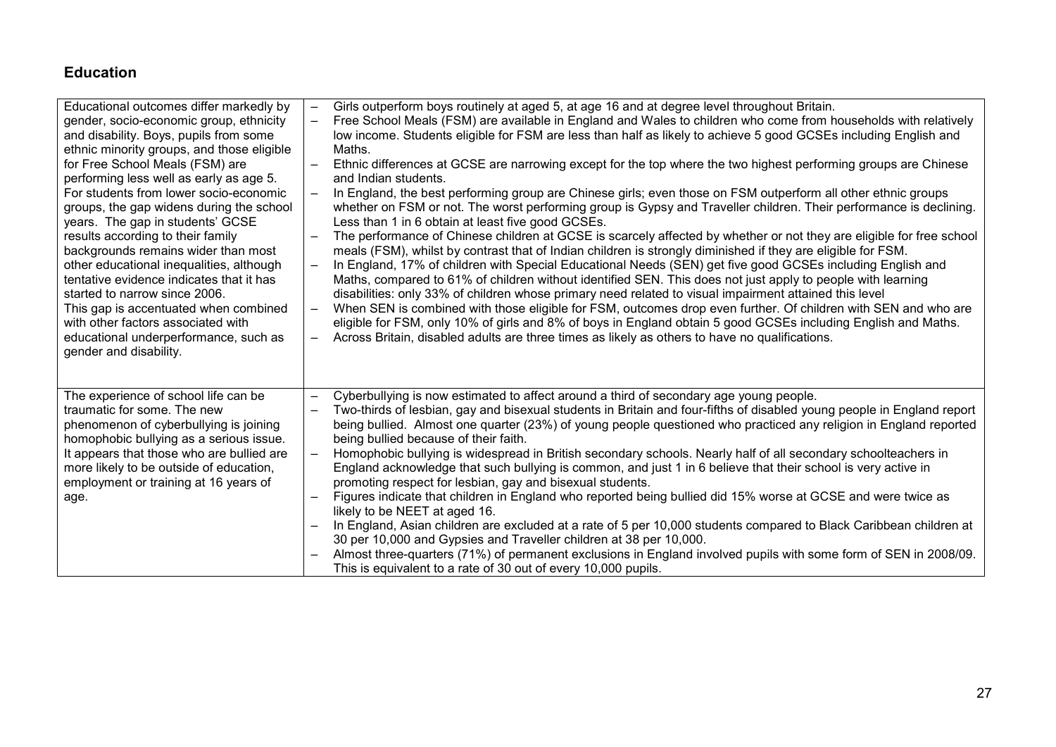## Education

| | |
|---|---|
| Educational outcomes differ markedly by gender, socio-economic group, ethnicity and disability. Boys, pupils from some ethnic minority groups, and those eligible for Free School Meals (FSM) are performing less well as early as age 5. For students from lower socio-economic groups, the gap widens during the school years. The gap in students' GCSE results according to their family backgrounds remains wider than most other educational inequalities, although tentative evidence indicates that it has started to narrow since 2006. This gap is accentuated when combined with other factors associated with educational underperformance, such as gender and disability. | – Girls outperform boys routinely at aged 5, at age 16 and at degree level throughout Britain.<br>– Free School Meals (FSM) are available in England and Wales to children who come from households with relatively low income. Students eligible for FSM are less than half as likely to achieve 5 good GCSEs including English and Maths.<br>– Ethnic differences at GCSE are narrowing except for the top where the two highest performing groups are Chinese and Indian students.<br>– In England, the best performing group are Chinese girls; even those on FSM outperform all other ethnic groups whether on FSM or not. The worst performing group is Gypsy and Traveller children. Their performance is declining. Less than 1 in 6 obtain at least five good GCSEs.<br>– The performance of Chinese children at GCSE is scarcely affected by whether or not they are eligible for free school meals (FSM), whilst by contrast that of Indian children is strongly diminished if they are eligible for FSM.<br>– In England, 17% of children with Special Educational Needs (SEN) get five good GCSEs including English and Maths, compared to 61% of children without identified SEN. This does not just apply to people with learning disabilities: only 33% of children whose primary need related to visual impairment attained this level<br>– When SEN is combined with those eligible for FSM, outcomes drop even further. Of children with SEN and who are eligible for FSM, only 10% of girls and 8% of boys in England obtain 5 good GCSEs including English and Maths.<br>– Across Britain, disabled adults are three times as likely as others to have no qualifications. |
| The experience of school life can be traumatic for some. The new phenomenon of cyberbullying is joining homophobic bullying as a serious issue. It appears that those who are bullied are more likely to be outside of education, employment or training at 16 years of age. | – Cyberbullying is now estimated to affect around a third of secondary age young people.<br>– Two-thirds of lesbian, gay and bisexual students in Britain and four-fifths of disabled young people in England report being bullied. Almost one quarter (23%) of young people questioned who practiced any religion in England reported being bullied because of their faith.<br>– Homophobic bullying is widespread in British secondary schools. Nearly half of all secondary schoolteachers in England acknowledge that such bullying is common, and just 1 in 6 believe that their school is very active in promoting respect for lesbian, gay and bisexual students.<br>– Figures indicate that children in England who reported being bullied did 15% worse at GCSE and were twice as likely to be NEET at aged 16.<br>– In England, Asian children are excluded at a rate of 5 per 10,000 students compared to Black Caribbean children at 30 per 10,000 and Gypsies and Traveller children at 38 per 10,000.<br>– Almost three-quarters (71%) of permanent exclusions in England involved pupils with some form of SEN in 2008/09. This is equivalent to a rate of 30 out of every 10,000 pupils. |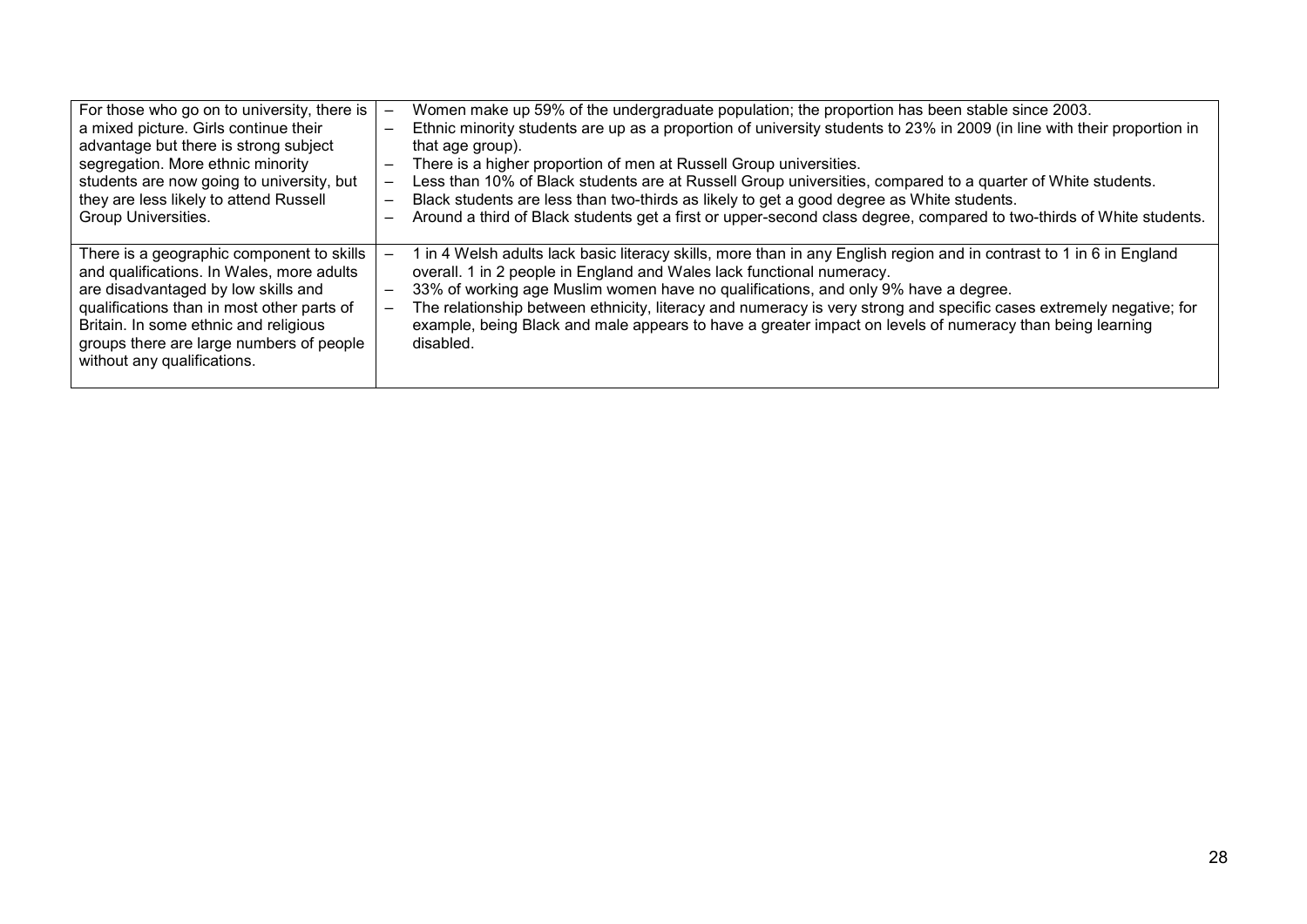| | |
|---|---|
| For those who go on to university, there is a mixed picture. Girls continue their advantage but there is strong subject segregation. More ethnic minority students are now going to university, but they are less likely to attend Russell Group Universities. | – Women make up 59% of the undergraduate population; the proportion has been stable since 2003.<br>– Ethnic minority students are up as a proportion of university students to 23% in 2009 (in line with their proportion in that age group).<br>– There is a higher proportion of men at Russell Group universities.<br>– Less than 10% of Black students are at Russell Group universities, compared to a quarter of White students.<br>– Black students are less than two-thirds as likely to get a good degree as White students.<br>– Around a third of Black students get a first or upper-second class degree, compared to two-thirds of White students. |
| There is a geographic component to skills and qualifications. In Wales, more adults are disadvantaged by low skills and qualifications than in most other parts of Britain. In some ethnic and religious groups there are large numbers of people without any qualifications. | – 1 in 4 Welsh adults lack basic literacy skills, more than in any English region and in contrast to 1 in 6 in England overall. 1 in 2 people in England and Wales lack functional numeracy.<br>– 33% of working age Muslim women have no qualifications, and only 9% have a degree.<br>– The relationship between ethnicity, literacy and numeracy is very strong and specific cases extremely negative; for example, being Black and male appears to have a greater impact on levels of numeracy than being learning disabled. |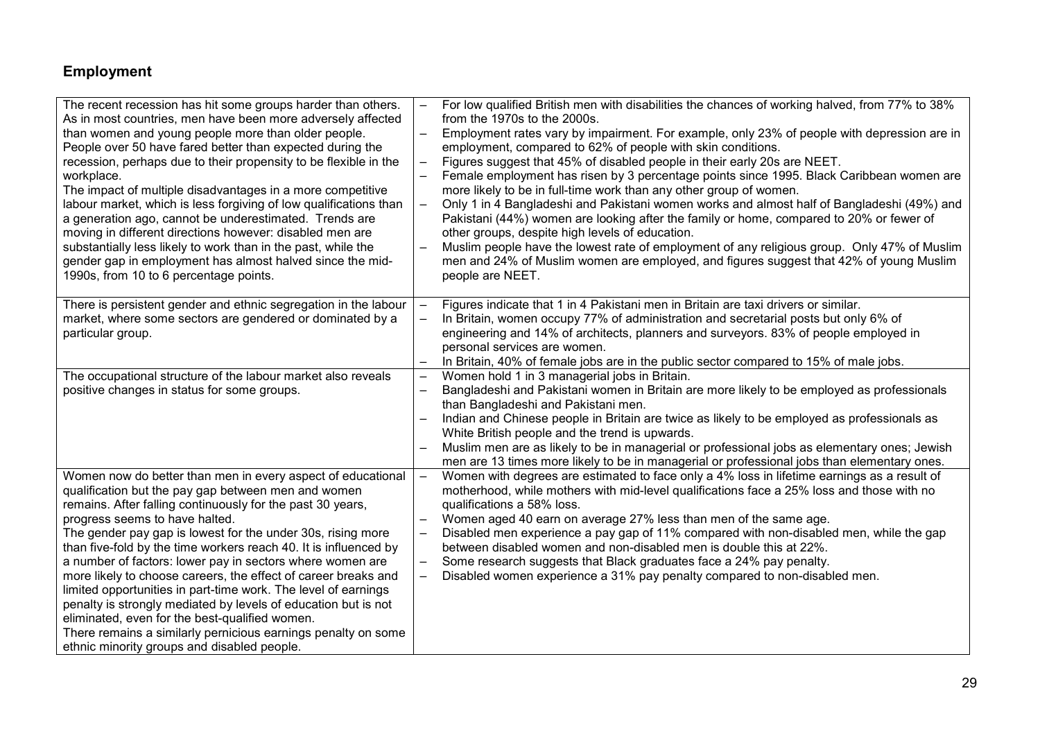## Employment

| | |
|---|---|
| The recent recession has hit some groups harder than others. As in most countries, men have been more adversely affected than women and young people more than older people. People over 50 have fared better than expected during the recession, perhaps due to their propensity to be flexible in the workplace.<br>The impact of multiple disadvantages in a more competitive labour market, which is less forgiving of low qualifications than a generation ago, cannot be underestimated. Trends are moving in different directions however: disabled men are substantially less likely to work than in the past, while the gender gap in employment has almost halved since the mid-1990s, from 10 to 6 percentage points. | – For low qualified British men with disabilities the chances of working halved, from 77% to 38% from the 1970s to the 2000s.<br>– Employment rates vary by impairment. For example, only 23% of people with depression are in employment, compared to 62% of people with skin conditions.<br>– Figures suggest that 45% of disabled people in their early 20s are NEET.<br>– Female employment has risen by 3 percentage points since 1995. Black Caribbean women are more likely to be in full-time work than any other group of women.<br>– Only 1 in 4 Bangladeshi and Pakistani women works and almost half of Bangladeshi (49%) and Pakistani (44%) women are looking after the family or home, compared to 20% or fewer of other groups, despite high levels of education.<br>– Muslim people have the lowest rate of employment of any religious group. Only 47% of Muslim men and 24% of Muslim women are employed, and figures suggest that 42% of young Muslim people are NEET. |
| There is persistent gender and ethnic segregation in the labour market, where some sectors are gendered or dominated by a particular group. | – Figures indicate that 1 in 4 Pakistani men in Britain are taxi drivers or similar.<br>– In Britain, women occupy 77% of administration and secretarial posts but only 6% of engineering and 14% of architects, planners and surveyors. 83% of people employed in personal services are women.<br>– In Britain, 40% of female jobs are in the public sector compared to 15% of male jobs. |
| The occupational structure of the labour market also reveals positive changes in status for some groups. | – Women hold 1 in 3 managerial jobs in Britain.<br>– Bangladeshi and Pakistani women in Britain are more likely to be employed as professionals than Bangladeshi and Pakistani men.<br>– Indian and Chinese people in Britain are twice as likely to be employed as professionals as White British people and the trend is upwards.<br>– Muslim men are as likely to be in managerial or professional jobs as elementary ones; Jewish men are 13 times more likely to be in managerial or professional jobs than elementary ones. |
| Women now do better than men in every aspect of educational qualification but the pay gap between men and women remains. After falling continuously for the past 30 years, progress seems to have halted.<br>The gender pay gap is lowest for the under 30s, rising more than five-fold by the time workers reach 40. It is influenced by a number of factors: lower pay in sectors where women are more likely to choose careers, the effect of career breaks and limited opportunities in part-time work. The level of earnings penalty is strongly mediated by levels of education but is not eliminated, even for the best-qualified women.<br>There remains a similarly pernicious earnings penalty on some ethnic minority groups and disabled people. | – Women with degrees are estimated to face only a 4% loss in lifetime earnings as a result of motherhood, while mothers with mid-level qualifications face a 25% loss and those with no qualifications a 58% loss.<br>– Women aged 40 earn on average 27% less than men of the same age.<br>– Disabled men experience a pay gap of 11% compared with non-disabled men, while the gap between disabled women and non-disabled men is double this at 22%.<br>– Some research suggests that Black graduates face a 24% pay penalty.<br>– Disabled women experience a 31% pay penalty compared to non-disabled men. |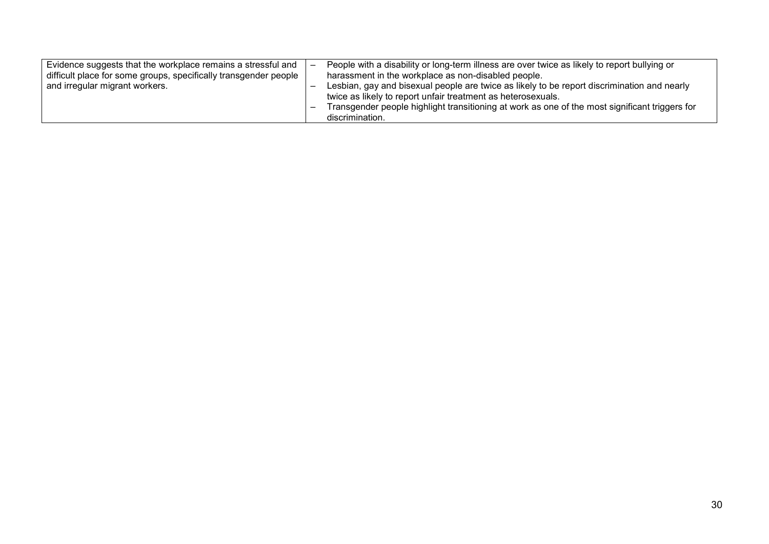| | |
|---|---|
| Evidence suggests that the workplace remains a stressful and difficult place for some groups, specifically transgender people and irregular migrant workers. | – People with a disability or long-term illness are over twice as likely to report bullying or harassment in the workplace as non-disabled people.<br>– Lesbian, gay and bisexual people are twice as likely to be report discrimination and nearly twice as likely to report unfair treatment as heterosexuals.<br>– Transgender people highlight transitioning at work as one of the most significant triggers for discrimination. |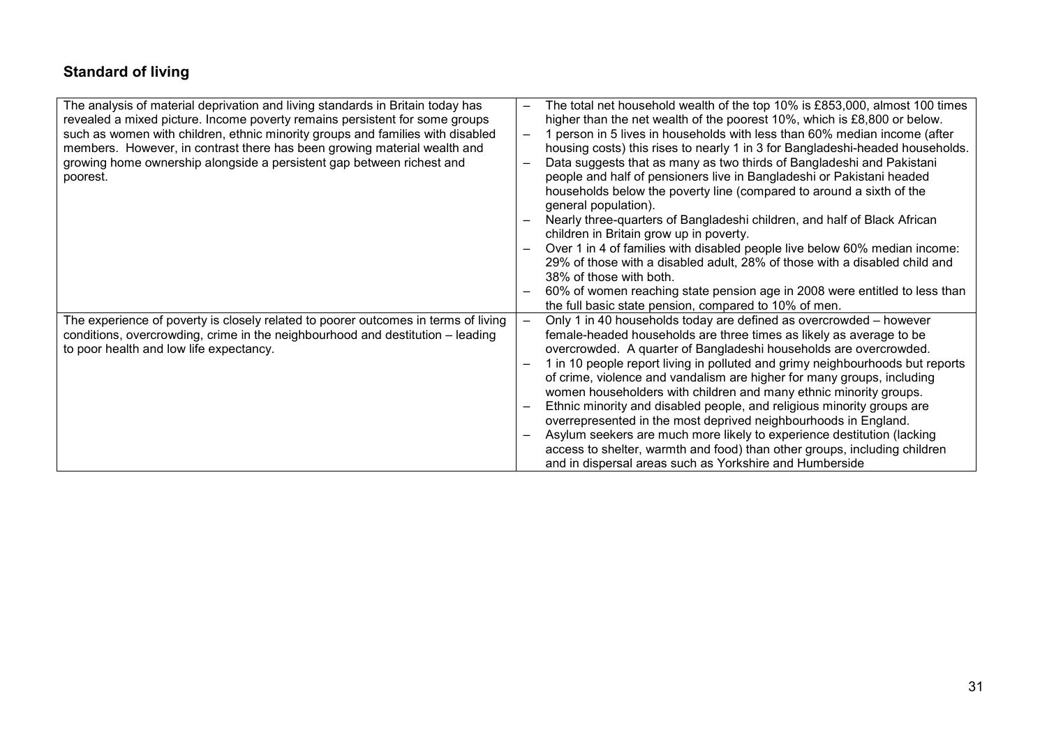## Standard of living

| | |
|---|---|
| The analysis of material deprivation and living standards in Britain today has revealed a mixed picture. Income poverty remains persistent for some groups such as women with children, ethnic minority groups and families with disabled members. However, in contrast there has been growing material wealth and growing home ownership alongside a persistent gap between richest and poorest. | – The total net household wealth of the top 10% is £853,000, almost 100 times higher than the net wealth of the poorest 10%, which is £8,800 or below.<br>– 1 person in 5 lives in households with less than 60% median income (after housing costs) this rises to nearly 1 in 3 for Bangladeshi-headed households.<br>– Data suggests that as many as two thirds of Bangladeshi and Pakistani people and half of pensioners live in Bangladeshi or Pakistani headed households below the poverty line (compared to around a sixth of the general population).<br>– Nearly three-quarters of Bangladeshi children, and half of Black African children in Britain grow up in poverty.<br>– Over 1 in 4 of families with disabled people live below 60% median income: 29% of those with a disabled adult, 28% of those with a disabled child and 38% of those with both.<br>– 60% of women reaching state pension age in 2008 were entitled to less than the full basic state pension, compared to 10% of men. |
| The experience of poverty is closely related to poorer outcomes in terms of living conditions, overcrowding, crime in the neighbourhood and destitution – leading to poor health and low life expectancy. | – Only 1 in 40 households today are defined as overcrowded – however female-headed households are three times as likely as average to be overcrowded. A quarter of Bangladeshi households are overcrowded.<br>– 1 in 10 people report living in polluted and grimy neighbourhoods but reports of crime, violence and vandalism are higher for many groups, including women householders with children and many ethnic minority groups.<br>– Ethnic minority and disabled people, and religious minority groups are overrepresented in the most deprived neighbourhoods in England.<br>– Asylum seekers are much more likely to experience destitution (lacking access to shelter, warmth and food) than other groups, including children and in dispersal areas such as Yorkshire and Humberside |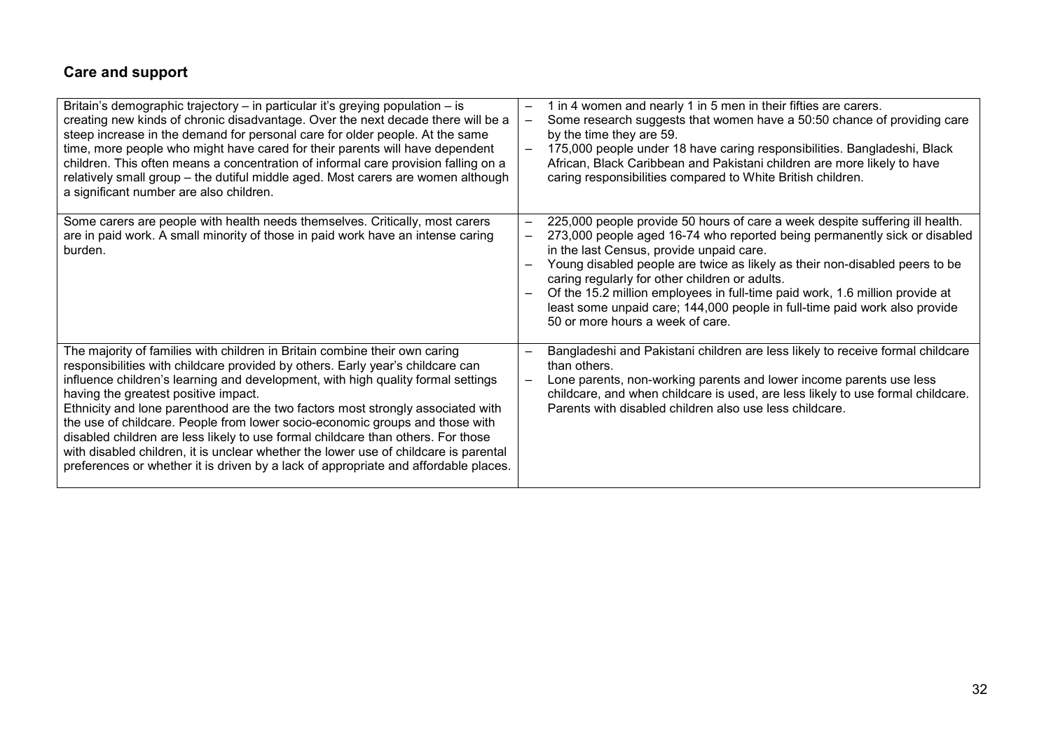## Care and support

| | |
|---|---|
| Britain's demographic trajectory – in particular it's greying population – is creating new kinds of chronic disadvantage. Over the next decade there will be a steep increase in the demand for personal care for older people. At the same time, more people who might have cared for their parents will have dependent children. This often means a concentration of informal care provision falling on a relatively small group – the dutiful middle aged. Most carers are women although a significant number are also children. | – 1 in 4 women and nearly 1 in 5 men in their fifties are carers.<br>– Some research suggests that women have a 50:50 chance of providing care by the time they are 59.<br>– 175,000 people under 18 have caring responsibilities. Bangladeshi, Black African, Black Caribbean and Pakistani children are more likely to have caring responsibilities compared to White British children. |
| Some carers are people with health needs themselves. Critically, most carers are in paid work. A small minority of those in paid work have an intense caring burden. | – 225,000 people provide 50 hours of care a week despite suffering ill health.<br>– 273,000 people aged 16-74 who reported being permanently sick or disabled in the last Census, provide unpaid care.<br>– Young disabled people are twice as likely as their non-disabled peers to be caring regularly for other children or adults.<br>– Of the 15.2 million employees in full-time paid work, 1.6 million provide at least some unpaid care; 144,000 people in full-time paid work also provide 50 or more hours a week of care. |
| The majority of families with children in Britain combine their own caring responsibilities with childcare provided by others. Early year's childcare can influence children's learning and development, with high quality formal settings having the greatest positive impact.<br>Ethnicity and lone parenthood are the two factors most strongly associated with the use of childcare. People from lower socio-economic groups and those with disabled children are less likely to use formal childcare than others. For those with disabled children, it is unclear whether the lower use of childcare is parental preferences or whether it is driven by a lack of appropriate and affordable places. | – Bangladeshi and Pakistani children are less likely to receive formal childcare than others.<br>– Lone parents, non-working parents and lower income parents use less childcare, and when childcare is used, are less likely to use formal childcare. Parents with disabled children also use less childcare. |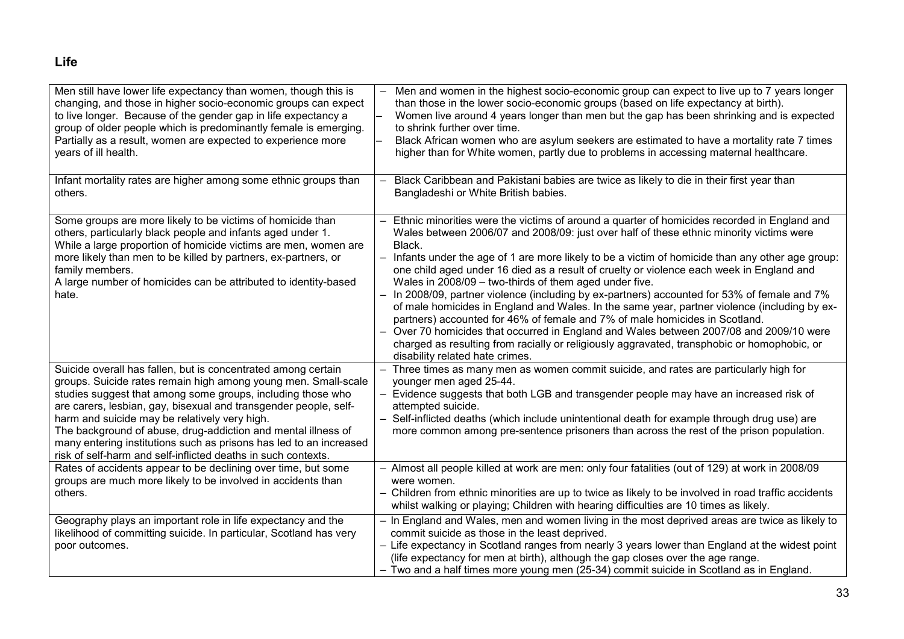## Life

| | |
|---|---|
| Men still have lower life expectancy than women, though this is changing, and those in higher socio-economic groups can expect to live longer. Because of the gender gap in life expectancy a group of older people which is predominantly female is emerging. Partially as a result, women are expected to experience more years of ill health. | – Men and women in the highest socio-economic group can expect to live up to 7 years longer than those in the lower socio-economic groups (based on life expectancy at birth).<br>– Women live around 4 years longer than men but the gap has been shrinking and is expected to shrink further over time.<br>– Black African women who are asylum seekers are estimated to have a mortality rate 7 times higher than for White women, partly due to problems in accessing maternal healthcare. |
| Infant mortality rates are higher among some ethnic groups than others. | – Black Caribbean and Pakistani babies are twice as likely to die in their first year than Bangladeshi or White British babies. |
| Some groups are more likely to be victims of homicide than others, particularly black people and infants aged under 1. While a large proportion of homicide victims are men, women are more likely than men to be killed by partners, ex-partners, or family members.<br>A large number of homicides can be attributed to identity-based hate. | – Ethnic minorities were the victims of around a quarter of homicides recorded in England and Wales between 2006/07 and 2008/09: just over half of these ethnic minority victims were Black.<br>– Infants under the age of 1 are more likely to be a victim of homicide than any other age group: one child aged under 16 died as a result of cruelty or violence each week in England and Wales in 2008/09 – two-thirds of them aged under five.<br>– In 2008/09, partner violence (including by ex-partners) accounted for 53% of female and 7% of male homicides in England and Wales. In the same year, partner violence (including by ex-partners) accounted for 46% of female and 7% of male homicides in Scotland.<br>– Over 70 homicides that occurred in England and Wales between 2007/08 and 2009/10 were charged as resulting from racially or religiously aggravated, transphobic or homophobic, or disability related hate crimes. |
| Suicide overall has fallen, but is concentrated among certain groups. Suicide rates remain high among young men. Small-scale studies suggest that among some groups, including those who are carers, lesbian, gay, bisexual and transgender people, self-harm and suicide may be relatively very high.<br>The background of abuse, drug-addiction and mental illness of many entering institutions such as prisons has led to an increased risk of self-harm and self-inflicted deaths in such contexts. | – Three times as many men as women commit suicide, and rates are particularly high for younger men aged 25-44.<br>– Evidence suggests that both LGB and transgender people may have an increased risk of attempted suicide.<br>– Self-inflicted deaths (which include unintentional death for example through drug use) are more common among pre-sentence prisoners than across the rest of the prison population. |
| Rates of accidents appear to be declining over time, but some groups are much more likely to be involved in accidents than others. | – Almost all people killed at work are men: only four fatalities (out of 129) at work in 2008/09 were women.<br>– Children from ethnic minorities are up to twice as likely to be involved in road traffic accidents whilst walking or playing; Children with hearing difficulties are 10 times as likely. |
| Geography plays an important role in life expectancy and the likelihood of committing suicide. In particular, Scotland has very poor outcomes. | – In England and Wales, men and women living in the most deprived areas are twice as likely to commit suicide as those in the least deprived.<br>– Life expectancy in Scotland ranges from nearly 3 years lower than England at the widest point (life expectancy for men at birth), although the gap closes over the age range.<br>– Two and a half times more young men (25-34) commit suicide in Scotland as in England. |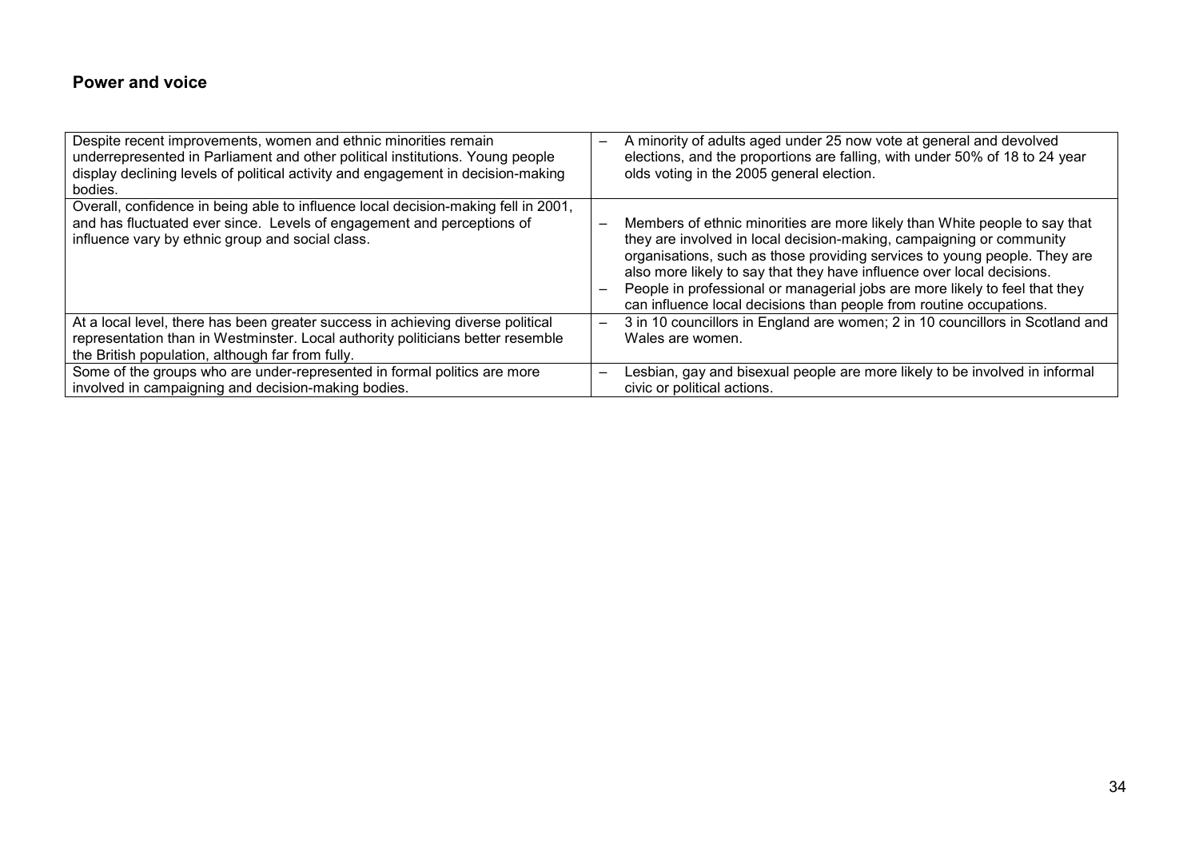## Power and voice

| | |
|---|---|
| Despite recent improvements, women and ethnic minorities remain underrepresented in Parliament and other political institutions. Young people display declining levels of political activity and engagement in decision-making bodies. | – A minority of adults aged under 25 now vote at general and devolved elections, and the proportions are falling, with under 50% of 18 to 24 year olds voting in the 2005 general election. |
| Overall, confidence in being able to influence local decision-making fell in 2001, and has fluctuated ever since. Levels of engagement and perceptions of influence vary by ethnic group and social class. | – Members of ethnic minorities are more likely than White people to say that they are involved in local decision-making, campaigning or community organisations, such as those providing services to young people. They are also more likely to say that they have influence over local decisions.<br>– People in professional or managerial jobs are more likely to feel that they can influence local decisions than people from routine occupations. |
| At a local level, there has been greater success in achieving diverse political representation than in Westminster. Local authority politicians better resemble the British population, although far from fully. | – 3 in 10 councillors in England are women; 2 in 10 councillors in Scotland and Wales are women. |
| Some of the groups who are under-represented in formal politics are more involved in campaigning and decision-making bodies. | – Lesbian, gay and bisexual people are more likely to be involved in informal civic or political actions. |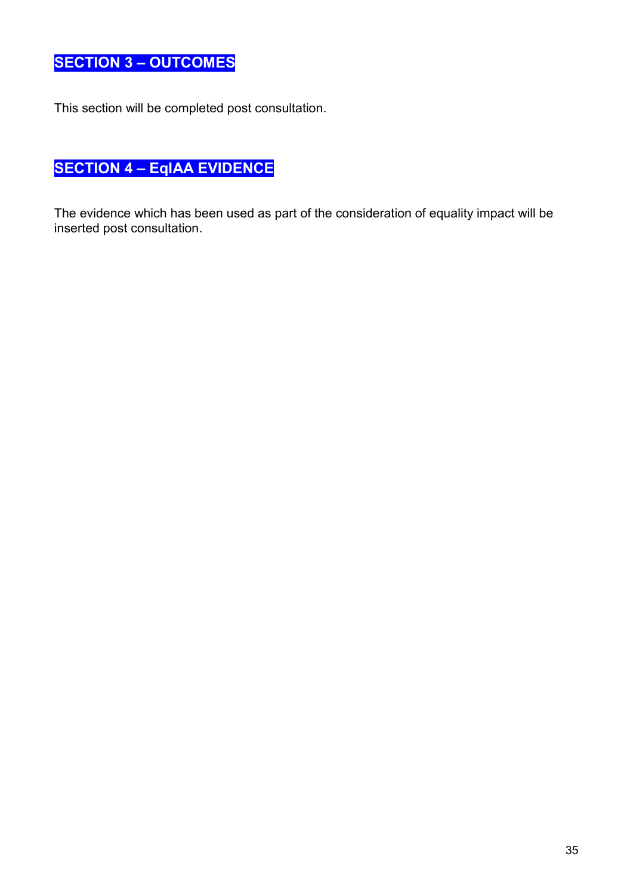## SECTION 3 – OUTCOMES

This section will be completed post consultation.

## SECTION 4 – EqIAA EVIDENCE

The evidence which has been used as part of the consideration of equality impact will be inserted post consultation.